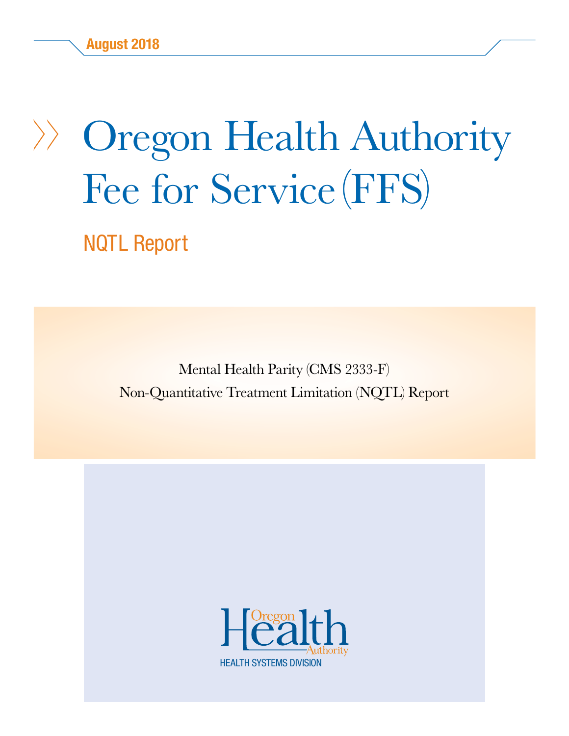August 2018

# Oregon Health Authority Fee for Service (FFS)

## NQTL Report

Mental Health Parity (CMS 2333-F)

Non-Quantitative Treatment Limitation (NQTL) Report

Oregon Health Authority

HEALTH SYSTEMS DIVISION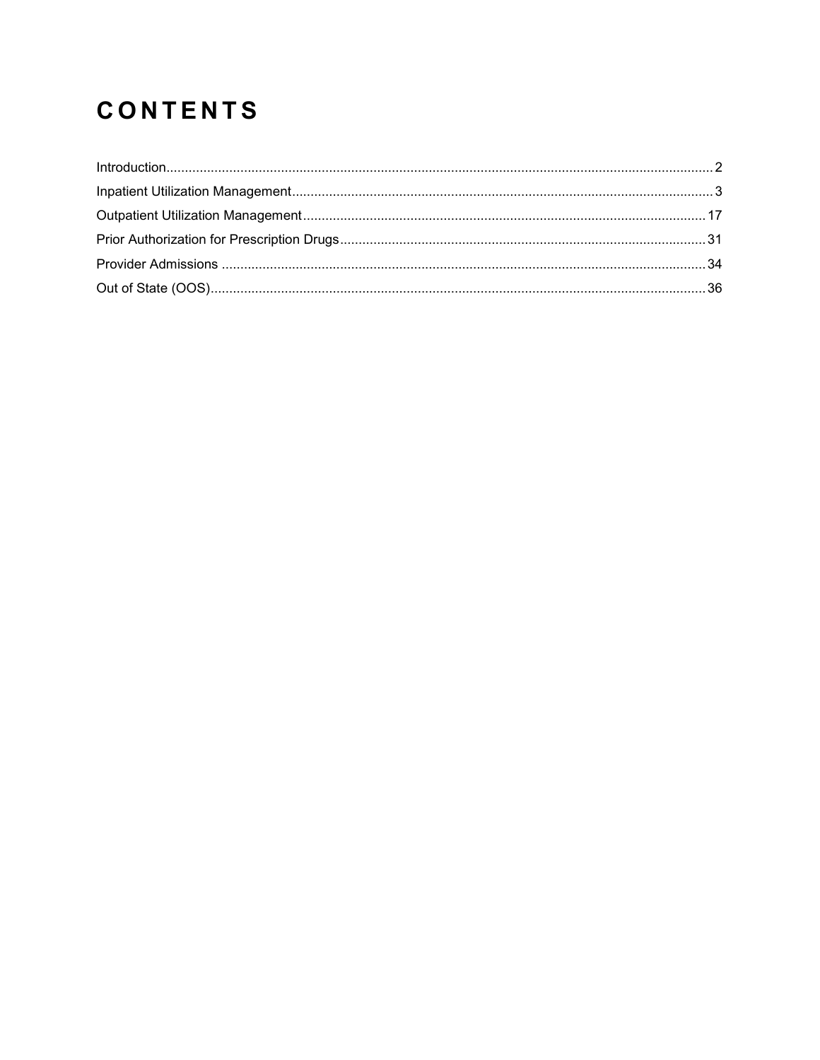# CONTENTS

Introduction.................................................................................................................................................2

Inpatient Utilization Management................................................................................................................3

Outpatient Utilization Management...........................................................................................................17

Prior Authorization for Prescription Drugs.................................................................................................31

Provider Admissions .................................................................................................................................34

Out of State (OOS)....................................................................................................................................36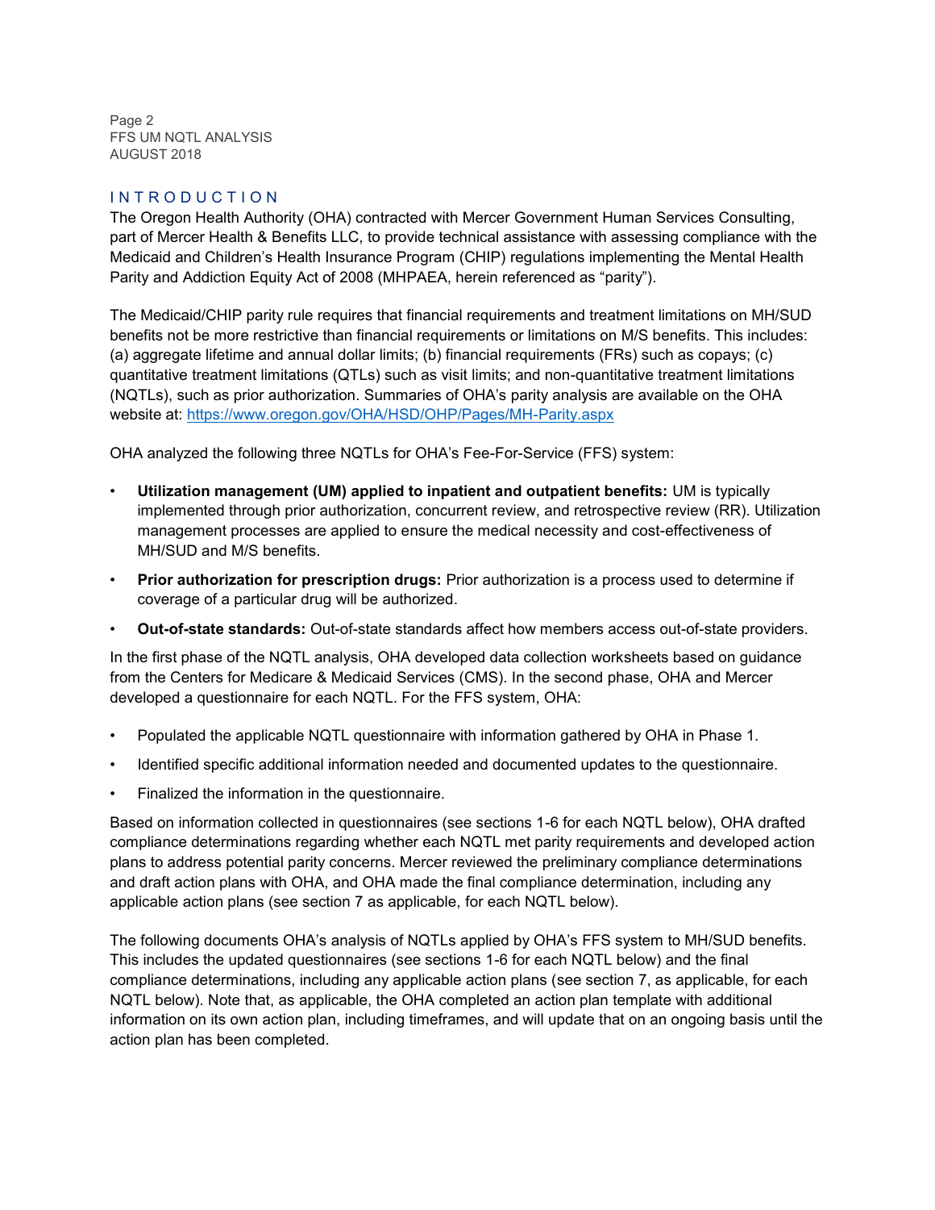## INTRODUCTION

The Oregon Health Authority (OHA) contracted with Mercer Government Human Services Consulting, part of Mercer Health & Benefits LLC, to provide technical assistance with assessing compliance with the Medicaid and Children's Health Insurance Program (CHIP) regulations implementing the Mental Health Parity and Addiction Equity Act of 2008 (MHPAEA, herein referenced as "parity").

The Medicaid/CHIP parity rule requires that financial requirements and treatment limitations on MH/SUD benefits not be more restrictive than financial requirements or limitations on M/S benefits. This includes: (a) aggregate lifetime and annual dollar limits; (b) financial requirements (FRs) such as copays; (c) quantitative treatment limitations (QTLs) such as visit limits; and non-quantitative treatment limitations (NQTLs), such as prior authorization. Summaries of OHA's parity analysis are available on the OHA website at: https://www.oregon.gov/OHA/HSD/OHP/Pages/MH-Parity.aspx

OHA analyzed the following three NQTLs for OHA's Fee-For-Service (FFS) system:

- **Utilization management (UM) applied to inpatient and outpatient benefits:** UM is typically implemented through prior authorization, concurrent review, and retrospective review (RR). Utilization management processes are applied to ensure the medical necessity and cost-effectiveness of MH/SUD and M/S benefits.
- **Prior authorization for prescription drugs:** Prior authorization is a process used to determine if coverage of a particular drug will be authorized.
- **Out-of-state standards:** Out-of-state standards affect how members access out-of-state providers.

In the first phase of the NQTL analysis, OHA developed data collection worksheets based on guidance from the Centers for Medicare & Medicaid Services (CMS). In the second phase, OHA and Mercer developed a questionnaire for each NQTL. For the FFS system, OHA:

- Populated the applicable NQTL questionnaire with information gathered by OHA in Phase 1.
- Identified specific additional information needed and documented updates to the questionnaire.
- Finalized the information in the questionnaire.

Based on information collected in questionnaires (see sections 1-6 for each NQTL below), OHA drafted compliance determinations regarding whether each NQTL met parity requirements and developed action plans to address potential parity concerns. Mercer reviewed the preliminary compliance determinations and draft action plans with OHA, and OHA made the final compliance determination, including any applicable action plans (see section 7 as applicable, for each NQTL below).

The following documents OHA's analysis of NQTLs applied by OHA's FFS system to MH/SUD benefits. This includes the updated questionnaires (see sections 1-6 for each NQTL below) and the final compliance determinations, including any applicable action plans (see section 7, as applicable, for each NQTL below). Note that, as applicable, the OHA completed an action plan template with additional information on its own action plan, including timeframes, and will update that on an ongoing basis until the action plan has been completed.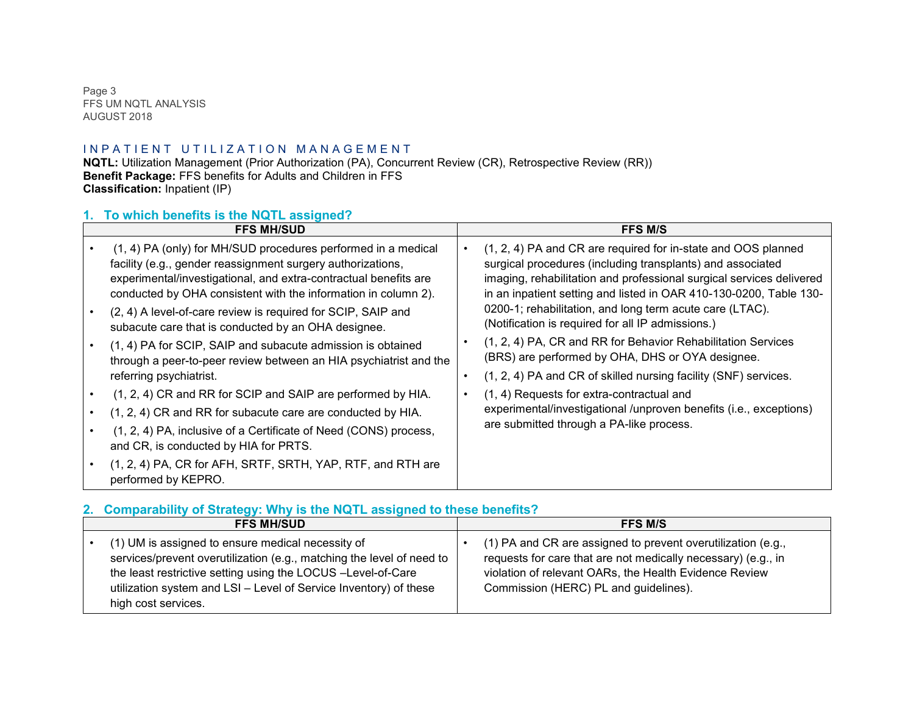## INPATIENT UTILIZATION MANAGEMENT

**NQTL:** Utilization Management (Prior Authorization (PA), Concurrent Review (CR), Retrospective Review (RR))
**Benefit Package:** FFS benefits for Adults and Children in FFS
**Classification:** Inpatient (IP)

### 1. To which benefits is the NQTL assigned?

| FFS MH/SUD | FFS M/S |
|---|---|
| • (1, 4) PA (only) for MH/SUD procedures performed in a medical facility (e.g., gender reassignment surgery authorizations, experimental/investigational, and extra-contractual benefits are conducted by OHA consistent with the information in column 2).<br>• (2, 4) A level-of-care review is required for SCIP, SAIP and subacute care that is conducted by an OHA designee.<br>• (1, 4) PA for SCIP, SAIP and subacute admission is obtained through a peer-to-peer review between an HIA psychiatrist and the referring psychiatrist.<br>• (1, 2, 4) CR and RR for SCIP and SAIP are performed by HIA.<br>• (1, 2, 4) CR and RR for subacute care are conducted by HIA.<br>• (1, 2, 4) PA, inclusive of a Certificate of Need (CONS) process, and CR, is conducted by HIA for PRTS.<br>• (1, 2, 4) PA, CR for AFH, SRTF, SRTH, YAP, RTF, and RTH are performed by KEPRO. | • (1, 2, 4) PA and CR are required for in-state and OOS planned surgical procedures (including transplants) and associated imaging, rehabilitation and professional surgical services delivered in an inpatient setting and listed in OAR 410-130-0200, Table 130-0200-1; rehabilitation, and long term acute care (LTAC). (Notification is required for all IP admissions.)<br>• (1, 2, 4) PA, CR and RR for Behavior Rehabilitation Services (BRS) are performed by OHA, DHS or OYA designee.<br>• (1, 2, 4) PA and CR of skilled nursing facility (SNF) services.<br>• (1, 4) Requests for extra-contractual and experimental/investigational /unproven benefits (i.e., exceptions) are submitted through a PA-like process. |

### 2. Comparability of Strategy: Why is the NQTL assigned to these benefits?

| FFS MH/SUD | FFS M/S |
|---|---|
| • (1) UM is assigned to ensure medical necessity of services/prevent overutilization (e.g., matching the level of need to the least restrictive setting using the LOCUS –Level-of-Care utilization system and LSI – Level of Service Inventory) of these high cost services. | • (1) PA and CR are assigned to prevent overutilization (e.g., requests for care that are not medically necessary) (e.g., in violation of relevant OARs, the Health Evidence Review Commission (HERC) PL and guidelines). |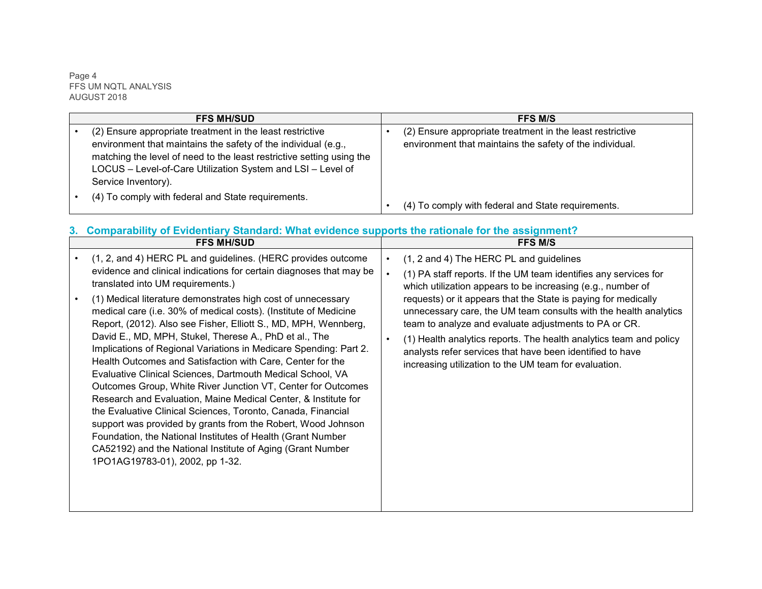| FFS MH/SUD | FFS M/S |
| --- | --- |
| • (2) Ensure appropriate treatment in the least restrictive environment that maintains the safety of the individual (e.g., matching the level of need to the least restrictive setting using the LOCUS – Level-of-Care Utilization System and LSI – Level of Service Inventory).<br>• (4) To comply with federal and State requirements. | • (2) Ensure appropriate treatment in the least restrictive environment that maintains the safety of the individual.<br>• (4) To comply with federal and State requirements. |

### 3. Comparability of Evidentiary Standard: What evidence supports the rationale for the assignment?

| FFS MH/SUD | FFS M/S |
| --- | --- |
| • (1, 2, and 4) HERC PL and guidelines. (HERC provides outcome evidence and clinical indications for certain diagnoses that may be translated into UM requirements.)<br>• (1) Medical literature demonstrates high cost of unnecessary medical care (i.e. 30% of medical costs). (Institute of Medicine Report, (2012). Also see Fisher, Elliott S., MD, MPH, Wennberg, David E., MD, MPH, Stukel, Therese A., PhD et al., The Implications of Regional Variations in Medicare Spending: Part 2. Health Outcomes and Satisfaction with Care, Center for the Evaluative Clinical Sciences, Dartmouth Medical School, VA Outcomes Group, White River Junction VT, Center for Outcomes Research and Evaluation, Maine Medical Center, & Institute for the Evaluative Clinical Sciences, Toronto, Canada, Financial support was provided by grants from the Robert, Wood Johnson Foundation, the National Institutes of Health (Grant Number CA52192) and the National Institute of Aging (Grant Number 1PO1AG19783-01), 2002, pp 1-32. | • (1, 2 and 4) The HERC PL and guidelines<br>• (1) PA staff reports. If the UM team identifies any services for which utilization appears to be increasing (e.g., number of requests) or it appears that the State is paying for medically unnecessary care, the UM team consults with the health analytics team to analyze and evaluate adjustments to PA or CR.<br>• (1) Health analytics reports. The health analytics team and policy analysts refer services that have been identified to have increasing utilization to the UM team for evaluation. |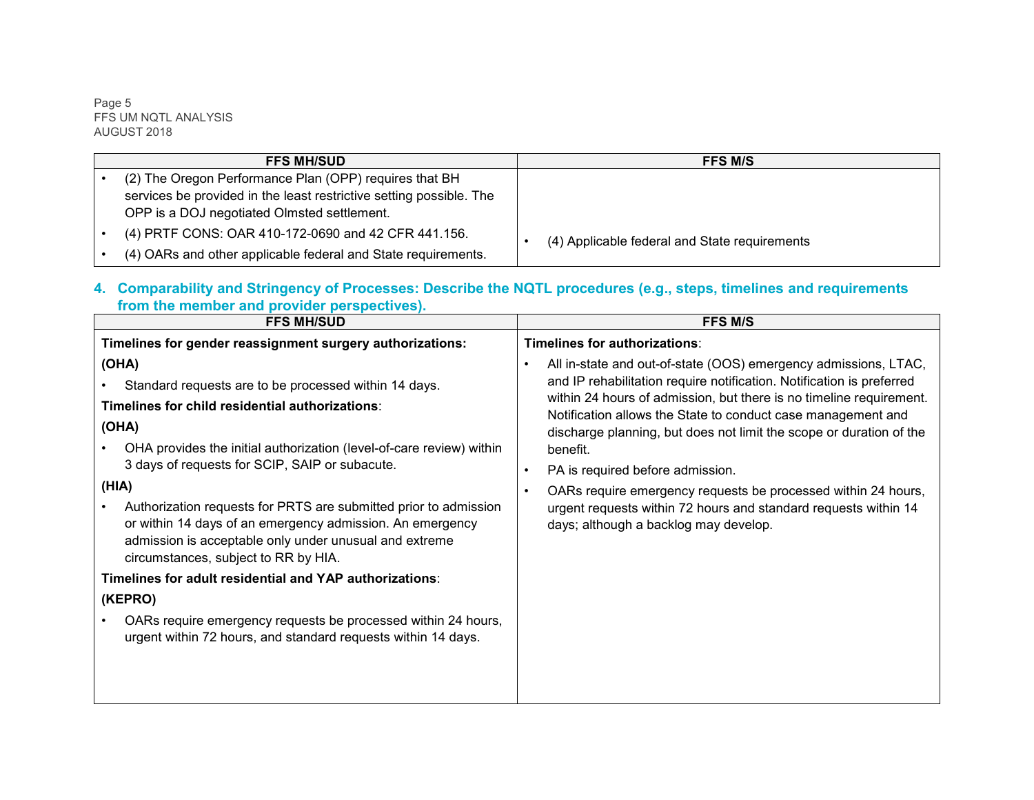| FFS MH/SUD | FFS M/S |
|---|---|
| • (2) The Oregon Performance Plan (OPP) requires that BH services be provided in the least restrictive setting possible. The OPP is a DOJ negotiated Olmsted settlement.<br>• (4) PRTF CONS: OAR 410-172-0690 and 42 CFR 441.156.<br>• (4) OARs and other applicable federal and State requirements. | • (4) Applicable federal and State requirements |

### 4. Comparability and Stringency of Processes: Describe the NQTL procedures (e.g., steps, timelines and requirements from the member and provider perspectives).

| FFS MH/SUD | FFS M/S |
|---|---|
| **Timelines for gender reassignment surgery authorizations:**<br>**(OHA)**<br>• Standard requests are to be processed within 14 days.<br>**Timelines for child residential authorizations**:<br>**(OHA)**<br>• OHA provides the initial authorization (level-of-care review) within 3 days of requests for SCIP, SAIP or subacute.<br>**(HIA)**<br>• Authorization requests for PRTS are submitted prior to admission or within 14 days of an emergency admission. An emergency admission is acceptable only under unusual and extreme circumstances, subject to RR by HIA.<br>**Timelines for adult residential and YAP authorizations**:<br>**(KEPRO)**<br>• OARs require emergency requests be processed within 24 hours, urgent within 72 hours, and standard requests within 14 days. | **Timelines for authorizations**:<br>• All in-state and out-of-state (OOS) emergency admissions, LTAC, and IP rehabilitation require notification. Notification is preferred within 24 hours of admission, but there is no timeline requirement. Notification allows the State to conduct case management and discharge planning, but does not limit the scope or duration of the benefit.<br>• PA is required before admission.<br>• OARs require emergency requests be processed within 24 hours, urgent requests within 72 hours and standard requests within 14 days; although a backlog may develop. |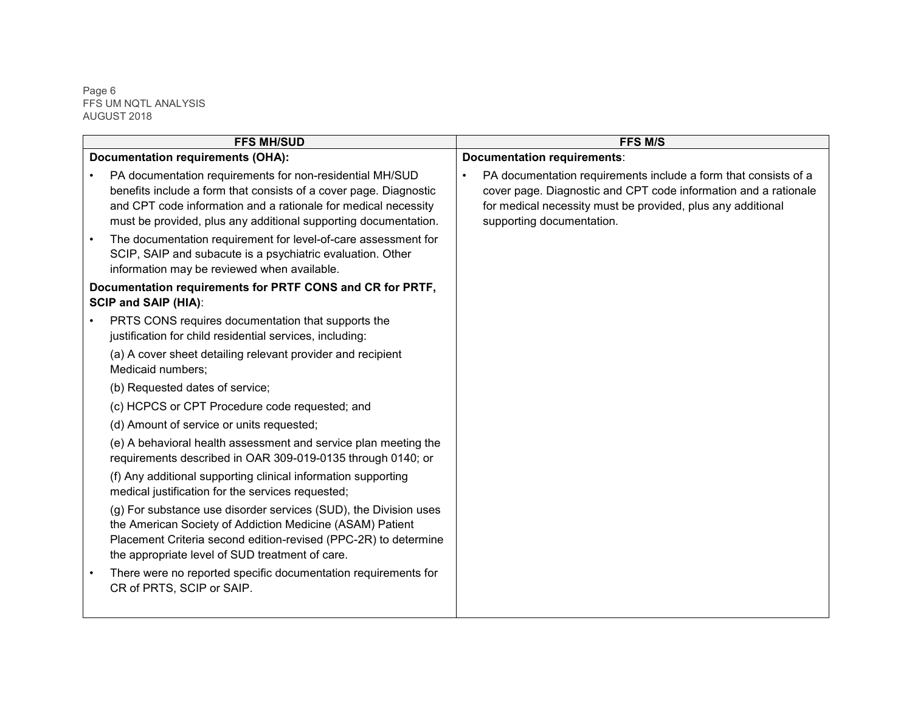| FFS MH/SUD | FFS M/S |
|---|---|
| **Documentation requirements (OHA):**<br>• PA documentation requirements for non-residential MH/SUD benefits include a form that consists of a cover page. Diagnostic and CPT code information and a rationale for medical necessity must be provided, plus any additional supporting documentation.<br>• The documentation requirement for level-of-care assessment for SCIP, SAIP and subacute is a psychiatric evaluation. Other information may be reviewed when available.<br>**Documentation requirements for PRTF CONS and CR for PRTF, SCIP and SAIP (HIA)**:<br>• PRTS CONS requires documentation that supports the justification for child residential services, including:<br>(a) A cover sheet detailing relevant provider and recipient Medicaid numbers;<br>(b) Requested dates of service;<br>(c) HCPCS or CPT Procedure code requested; and<br>(d) Amount of service or units requested;<br>(e) A behavioral health assessment and service plan meeting the requirements described in OAR 309-019-0135 through 0140; or<br>(f) Any additional supporting clinical information supporting medical justification for the services requested;<br>(g) For substance use disorder services (SUD), the Division uses the American Society of Addiction Medicine (ASAM) Patient Placement Criteria second edition-revised (PPC-2R) to determine the appropriate level of SUD treatment of care.<br>• There were no reported specific documentation requirements for CR of PRTS, SCIP or SAIP. | **Documentation requirements**:<br>• PA documentation requirements include a form that consists of a cover page. Diagnostic and CPT code information and a rationale for medical necessity must be provided, plus any additional supporting documentation. |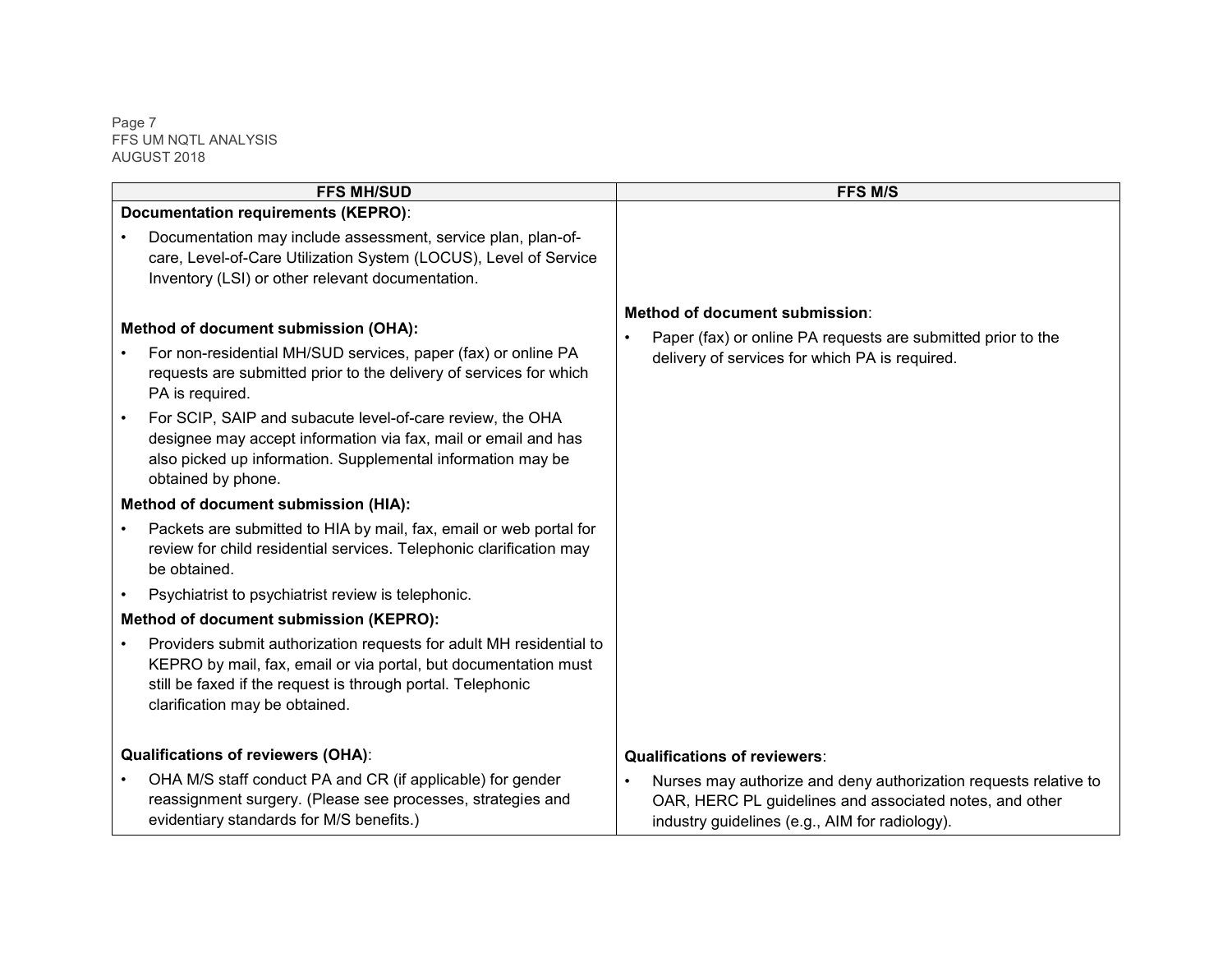| FFS MH/SUD | FFS M/S |
|---|---|
| **Documentation requirements (KEPRO)**:<br>• Documentation may include assessment, service plan, plan-of-care, Level-of-Care Utilization System (LOCUS), Level of Service Inventory (LSI) or other relevant documentation. | |
| **Method of document submission (OHA):**<br>• For non-residential MH/SUD services, paper (fax) or online PA requests are submitted prior to the delivery of services for which PA is required.<br>• For SCIP, SAIP and subacute level-of-care review, the OHA designee may accept information via fax, mail or email and has also picked up information. Supplemental information may be obtained by phone.<br>**Method of document submission (HIA):**<br>• Packets are submitted to HIA by mail, fax, email or web portal for review for child residential services. Telephonic clarification may be obtained.<br>• Psychiatrist to psychiatrist review is telephonic.<br>**Method of document submission (KEPRO):**<br>• Providers submit authorization requests for adult MH residential to KEPRO by mail, fax, email or via portal, but documentation must still be faxed if the request is through portal. Telephonic clarification may be obtained. | **Method of document submission**:<br>• Paper (fax) or online PA requests are submitted prior to the delivery of services for which PA is required. |
| **Qualifications of reviewers (OHA)**:<br>• OHA M/S staff conduct PA and CR (if applicable) for gender reassignment surgery. (Please see processes, strategies and evidentiary standards for M/S benefits.) | **Qualifications of reviewers**:<br>• Nurses may authorize and deny authorization requests relative to OAR, HERC PL guidelines and associated notes, and other industry guidelines (e.g., AIM for radiology). |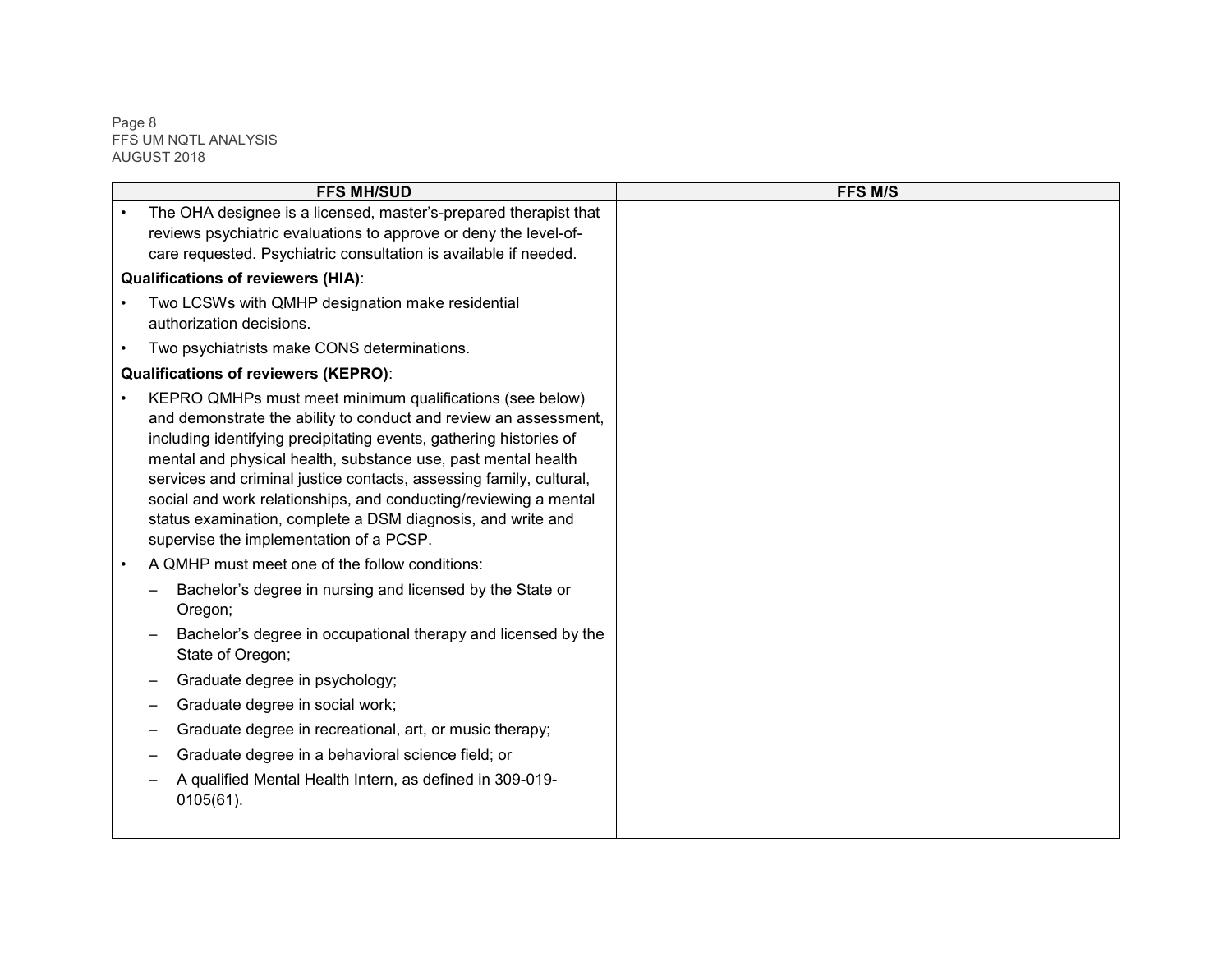| FFS MH/SUD | FFS M/S |
|---|---|
| • The OHA designee is a licensed, master's-prepared therapist that reviews psychiatric evaluations to approve or deny the level-of-care requested. Psychiatric consultation is available if needed.<br><br>**Qualifications of reviewers (HIA)**:<br><br>• Two LCSWs with QMHP designation make residential authorization decisions.<br><br>• Two psychiatrists make CONS determinations.<br><br>**Qualifications of reviewers (KEPRO)**:<br><br>• KEPRO QMHPs must meet minimum qualifications (see below) and demonstrate the ability to conduct and review an assessment, including identifying precipitating events, gathering histories of mental and physical health, substance use, past mental health services and criminal justice contacts, assessing family, cultural, social and work relationships, and conducting/reviewing a mental status examination, complete a DSM diagnosis, and write and supervise the implementation of a PCSP.<br><br>• A QMHP must meet one of the follow conditions:<br><br>– Bachelor's degree in nursing and licensed by the State or Oregon;<br><br>– Bachelor's degree in occupational therapy and licensed by the State of Oregon;<br><br>– Graduate degree in psychology;<br><br>– Graduate degree in social work;<br><br>– Graduate degree in recreational, art, or music therapy;<br><br>– Graduate degree in a behavioral science field; or<br><br>– A qualified Mental Health Intern, as defined in 309-019-0105(61). | |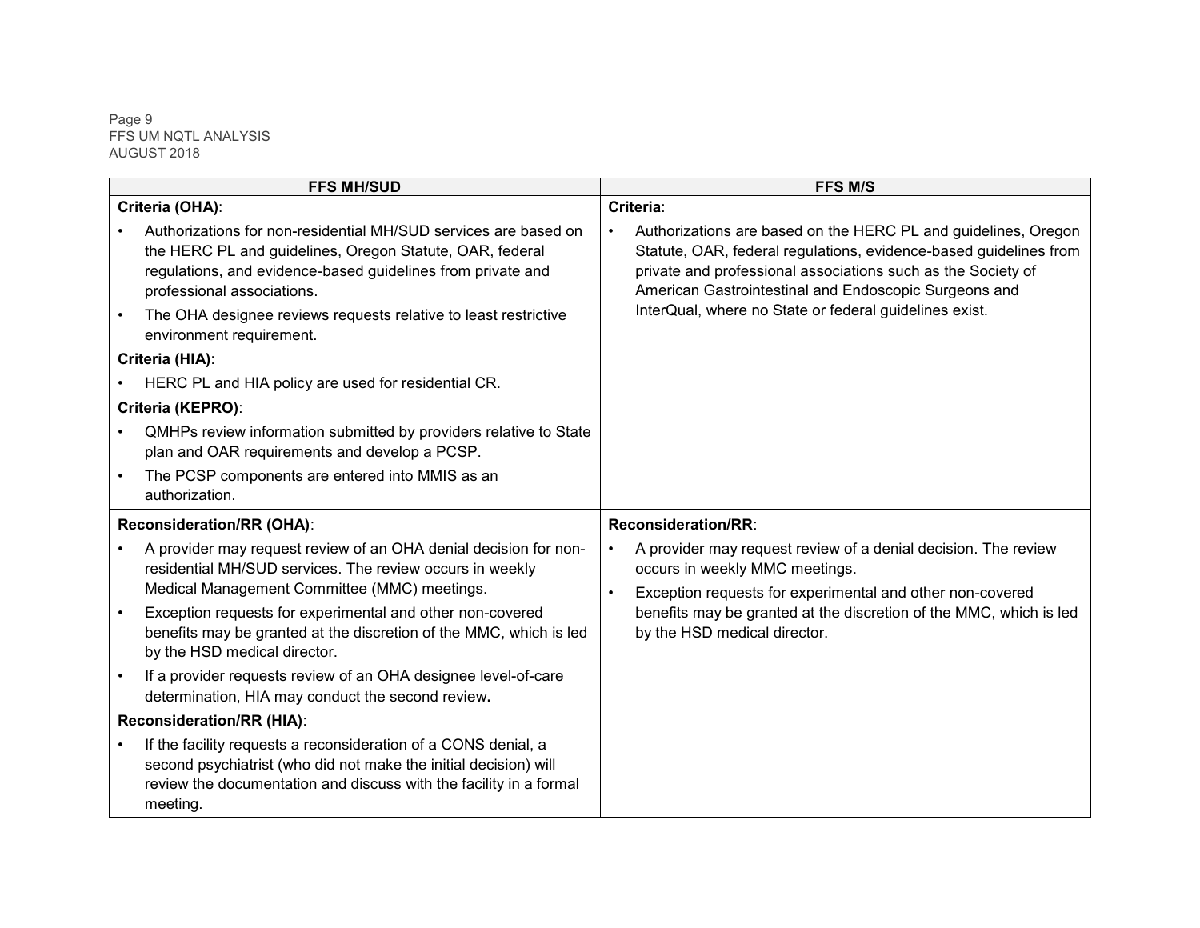| FFS MH/SUD | FFS M/S |
|---|---|
| **Criteria (OHA)**:<br>• Authorizations for non-residential MH/SUD services are based on the HERC PL and guidelines, Oregon Statute, OAR, federal regulations, and evidence-based guidelines from private and professional associations.<br>• The OHA designee reviews requests relative to least restrictive environment requirement.<br>**Criteria (HIA)**:<br>• HERC PL and HIA policy are used for residential CR.<br>**Criteria (KEPRO)**:<br>• QMHPs review information submitted by providers relative to State plan and OAR requirements and develop a PCSP.<br>• The PCSP components are entered into MMIS as an authorization. | **Criteria**:<br>• Authorizations are based on the HERC PL and guidelines, Oregon Statute, OAR, federal regulations, evidence-based guidelines from private and professional associations such as the Society of American Gastrointestinal and Endoscopic Surgeons and InterQual, where no State or federal guidelines exist. |
| **Reconsideration/RR (OHA)**:<br>• A provider may request review of an OHA denial decision for non-residential MH/SUD services. The review occurs in weekly Medical Management Committee (MMC) meetings.<br>• Exception requests for experimental and other non-covered benefits may be granted at the discretion of the MMC, which is led by the HSD medical director.<br>• If a provider requests review of an OHA designee level-of-care determination, HIA may conduct the second review.<br>**Reconsideration/RR (HIA)**:<br>• If the facility requests a reconsideration of a CONS denial, a second psychiatrist (who did not make the initial decision) will review the documentation and discuss with the facility in a formal meeting. | **Reconsideration/RR**:<br>• A provider may request review of a denial decision. The review occurs in weekly MMC meetings.<br>• Exception requests for experimental and other non-covered benefits may be granted at the discretion of the MMC, which is led by the HSD medical director. |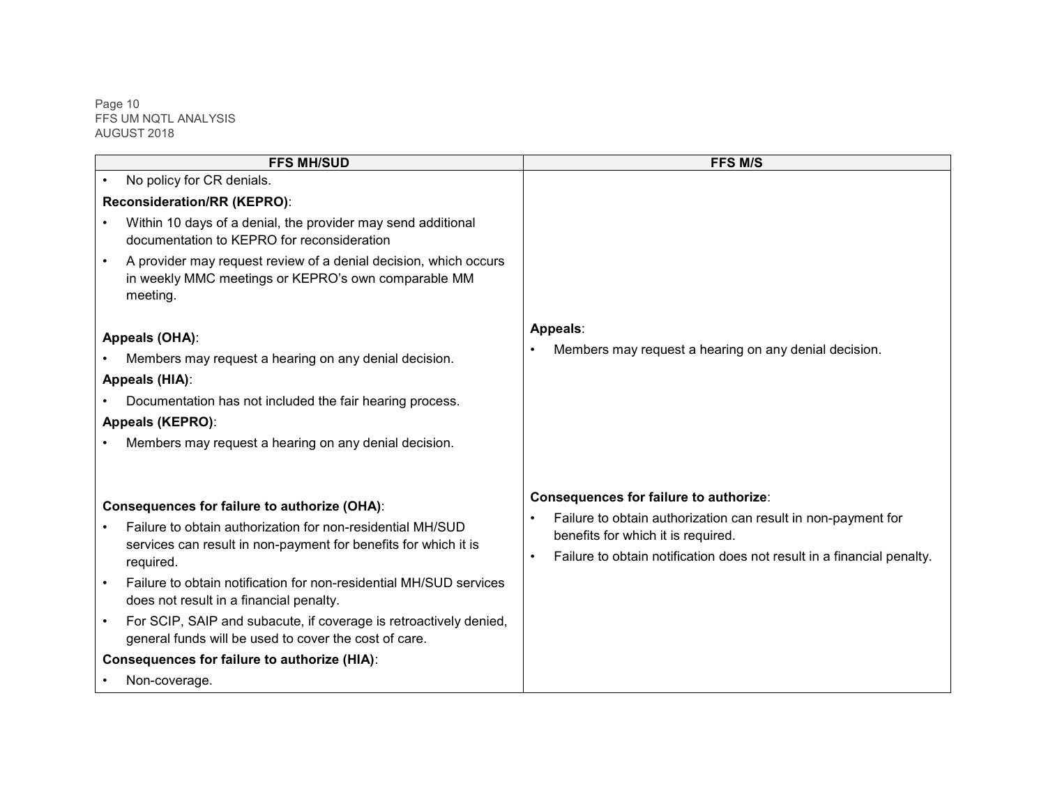| FFS MH/SUD | FFS M/S |
|---|---|
| • No policy for CR denials.<br><br>**Reconsideration/RR (KEPRO)**:<br>• Within 10 days of a denial, the provider may send additional documentation to KEPRO for reconsideration<br>• A provider may request review of a denial decision, which occurs in weekly MMC meetings or KEPRO's own comparable MM meeting.<br><br>**Appeals (OHA)**:<br>• Members may request a hearing on any denial decision.<br><br>**Appeals (HIA)**:<br>• Documentation has not included the fair hearing process.<br><br>**Appeals (KEPRO)**:<br>• Members may request a hearing on any denial decision.<br><br>**Consequences for failure to authorize (OHA)**:<br>• Failure to obtain authorization for non-residential MH/SUD services can result in non-payment for benefits for which it is required.<br>• Failure to obtain notification for non-residential MH/SUD services does not result in a financial penalty.<br>• For SCIP, SAIP and subacute, if coverage is retroactively denied, general funds will be used to cover the cost of care.<br><br>**Consequences for failure to authorize (HIA)**:<br>• Non-coverage. | **Appeals**:<br>• Members may request a hearing on any denial decision.<br><br>**Consequences for failure to authorize**:<br>• Failure to obtain authorization can result in non-payment for benefits for which it is required.<br>• Failure to obtain notification does not result in a financial penalty. |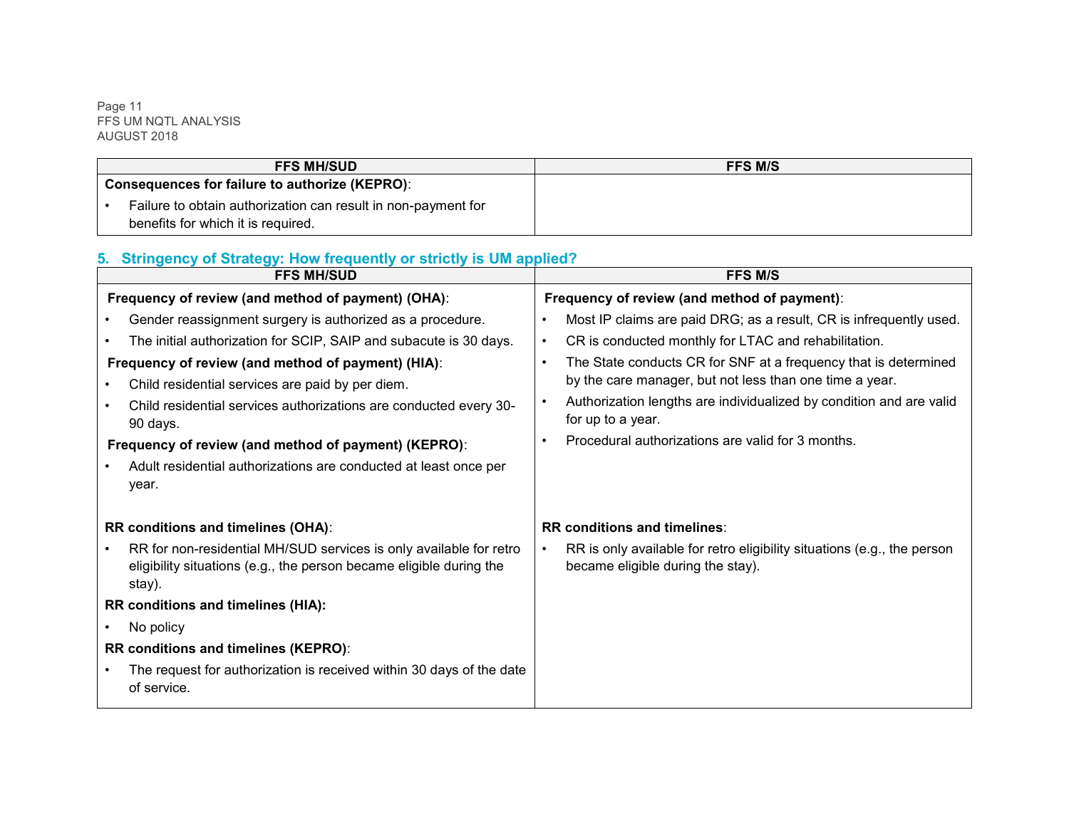| FFS MH/SUD | FFS M/S |
|---|---|
| **Consequences for failure to authorize (KEPRO)**: <br>• Failure to obtain authorization can result in non-payment for benefits for which it is required. | |

## 5. Stringency of Strategy: How frequently or strictly is UM applied?

| FFS MH/SUD | FFS M/S |
|---|---|
| **Frequency of review (and method of payment) (OHA)**: <br>• Gender reassignment surgery is authorized as a procedure. <br>• The initial authorization for SCIP, SAIP and subacute is 30 days. <br>**Frequency of review (and method of payment) (HIA)**: <br>• Child residential services are paid by per diem. <br>• Child residential services authorizations are conducted every 30-90 days. <br>**Frequency of review (and method of payment) (KEPRO)**: <br>• Adult residential authorizations are conducted at least once per year. | **Frequency of review (and method of payment)**: <br>• Most IP claims are paid DRG; as a result, CR is infrequently used. <br>• CR is conducted monthly for LTAC and rehabilitation. <br>• The State conducts CR for SNF at a frequency that is determined by the care manager, but not less than one time a year. <br>• Authorization lengths are individualized by condition and are valid for up to a year. <br>• Procedural authorizations are valid for 3 months. |
| **RR conditions and timelines (OHA)**: <br>• RR for non-residential MH/SUD services is only available for retro eligibility situations (e.g., the person became eligible during the stay). <br>**RR conditions and timelines (HIA):** <br>• No policy <br>**RR conditions and timelines (KEPRO)**: <br>• The request for authorization is received within 30 days of the date of service. | **RR conditions and timelines**: <br>• RR is only available for retro eligibility situations (e.g., the person became eligible during the stay). |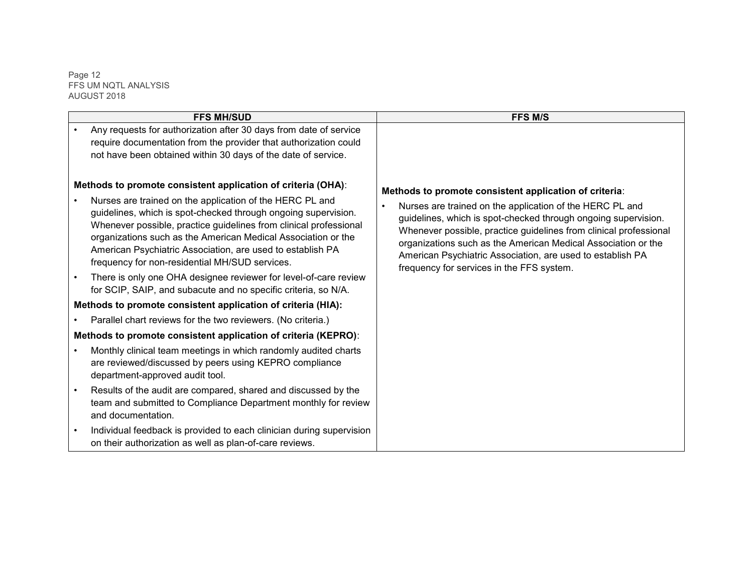| FFS MH/SUD | FFS M/S |
|---|---|
| • Any requests for authorization after 30 days from date of service require documentation from the provider that authorization could not have been obtained within 30 days of the date of service.<br><br>**Methods to promote consistent application of criteria (OHA)**:<br>• Nurses are trained on the application of the HERC PL and guidelines, which is spot-checked through ongoing supervision. Whenever possible, practice guidelines from clinical professional organizations such as the American Medical Association or the American Psychiatric Association, are used to establish PA frequency for non-residential MH/SUD services.<br>• There is only one OHA designee reviewer for level-of-care review for SCIP, SAIP, and subacute and no specific criteria, so N/A.<br>**Methods to promote consistent application of criteria (HIA):**<br>• Parallel chart reviews for the two reviewers. (No criteria.)<br>**Methods to promote consistent application of criteria (KEPRO)**:<br>• Monthly clinical team meetings in which randomly audited charts are reviewed/discussed by peers using KEPRO compliance department-approved audit tool.<br>• Results of the audit are compared, shared and discussed by the team and submitted to Compliance Department monthly for review and documentation.<br>• Individual feedback is provided to each clinician during supervision on their authorization as well as plan-of-care reviews. | **Methods to promote consistent application of criteria**:<br>• Nurses are trained on the application of the HERC PL and guidelines, which is spot-checked through ongoing supervision. Whenever possible, practice guidelines from clinical professional organizations such as the American Medical Association or the American Psychiatric Association, are used to establish PA frequency for services in the FFS system. |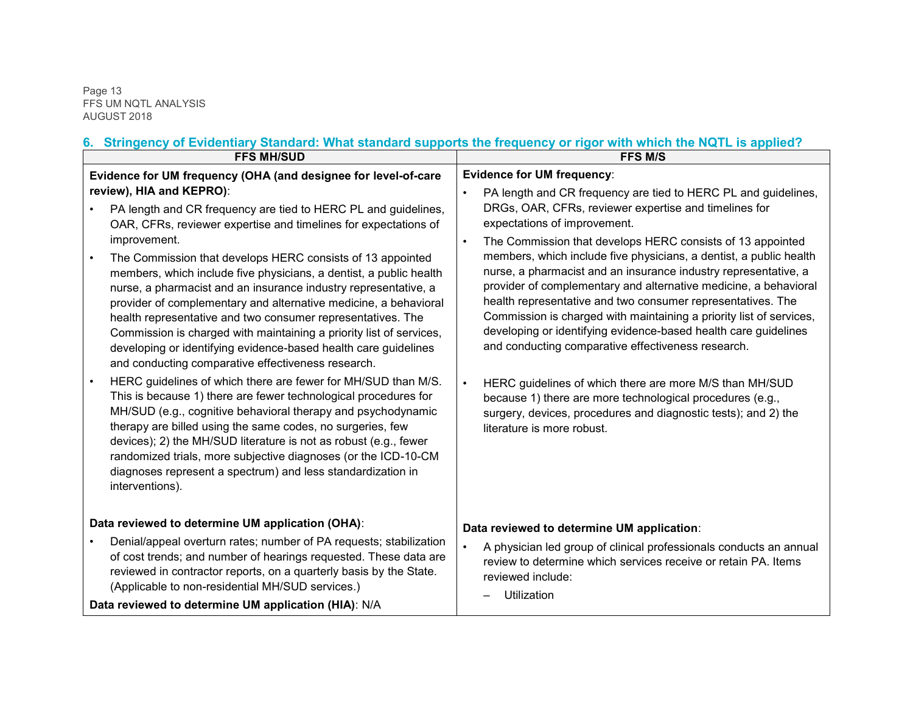## 6. Stringency of Evidentiary Standard: What standard supports the frequency or rigor with which the NQTL is applied?

| FFS MH/SUD | FFS M/S |
|---|---|
| **Evidence for UM frequency (OHA (and designee for level-of-care review), HIA and KEPRO)**:<br>• PA length and CR frequency are tied to HERC PL and guidelines, OAR, CFRs, reviewer expertise and timelines for expectations of improvement.<br>• The Commission that develops HERC consists of 13 appointed members, which include five physicians, a dentist, a public health nurse, a pharmacist and an insurance industry representative, a provider of complementary and alternative medicine, a behavioral health representative and two consumer representatives. The Commission is charged with maintaining a priority list of services, developing or identifying evidence-based health care guidelines and conducting comparative effectiveness research.<br>• HERC guidelines of which there are fewer for MH/SUD than M/S. This is because 1) there are fewer technological procedures for MH/SUD (e.g., cognitive behavioral therapy and psychodynamic therapy are billed using the same codes, no surgeries, few devices); 2) the MH/SUD literature is not as robust (e.g., fewer randomized trials, more subjective diagnoses (or the ICD-10-CM diagnoses represent a spectrum) and less standardization in interventions).<br><br>**Data reviewed to determine UM application (OHA)**:<br>• Denial/appeal overturn rates; number of PA requests; stabilization of cost trends; and number of hearings requested. These data are reviewed in contractor reports, on a quarterly basis by the State. (Applicable to non-residential MH/SUD services.)<br>**Data reviewed to determine UM application (HIA)**: N/A | **Evidence for UM frequency**:<br>• PA length and CR frequency are tied to HERC PL and guidelines, DRGs, OAR, CFRs, reviewer expertise and timelines for expectations of improvement.<br>• The Commission that develops HERC consists of 13 appointed members, which include five physicians, a dentist, a public health nurse, a pharmacist and an insurance industry representative, a provider of complementary and alternative medicine, a behavioral health representative and two consumer representatives. The Commission is charged with maintaining a priority list of services, developing or identifying evidence-based health care guidelines and conducting comparative effectiveness research.<br>• HERC guidelines of which there are more M/S than MH/SUD because 1) there are more technological procedures (e.g., surgery, devices, procedures and diagnostic tests); and 2) the literature is more robust.<br><br>**Data reviewed to determine UM application**:<br>• A physician led group of clinical professionals conducts an annual review to determine which services receive or retain PA. Items reviewed include:<br>  – Utilization |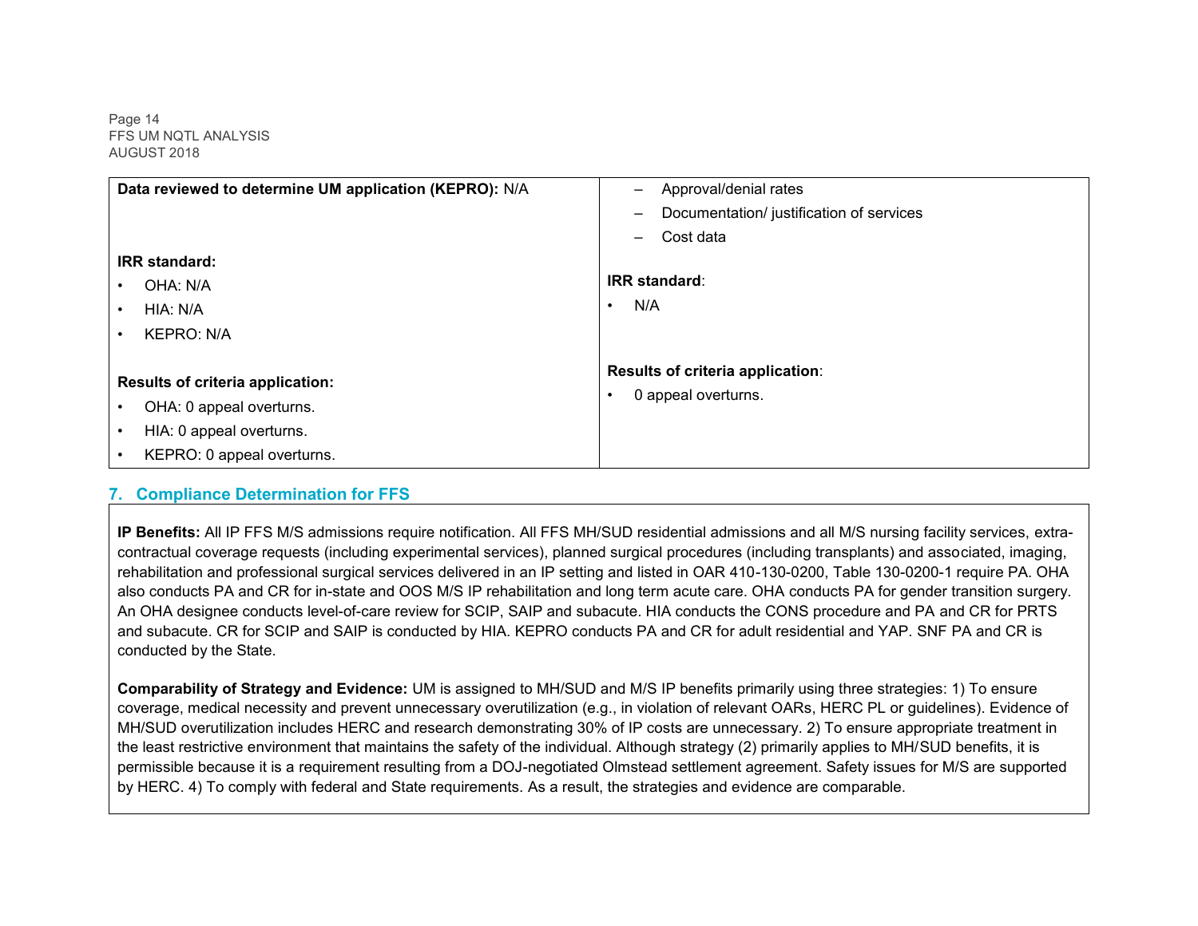| **Data reviewed to determine UM application (KEPRO):** N/A<br><br>**IRR standard:**<br>• OHA: N/A<br>• HIA: N/A<br>• KEPRO: N/A<br><br>**Results of criteria application:**<br>• OHA: 0 appeal overturns.<br>• HIA: 0 appeal overturns.<br>• KEPRO: 0 appeal overturns. | – Approval/denial rates<br>– Documentation/ justification of services<br>– Cost data<br><br>**IRR standard**:<br>• N/A<br><br>**Results of criteria application**:<br>• 0 appeal overturns. |
|---|---|

## 7. Compliance Determination for FFS

**IP Benefits:** All IP FFS M/S admissions require notification. All FFS MH/SUD residential admissions and all M/S nursing facility services, extra-contractual coverage requests (including experimental services), planned surgical procedures (including transplants) and associated, imaging, rehabilitation and professional surgical services delivered in an IP setting and listed in OAR 410-130-0200, Table 130-0200-1 require PA. OHA also conducts PA and CR for in-state and OOS M/S IP rehabilitation and long term acute care. OHA conducts PA for gender transition surgery. An OHA designee conducts level-of-care review for SCIP, SAIP and subacute. HIA conducts the CONS procedure and PA and CR for PRTS and subacute. CR for SCIP and SAIP is conducted by HIA. KEPRO conducts PA and CR for adult residential and YAP. SNF PA and CR is conducted by the State.

**Comparability of Strategy and Evidence:** UM is assigned to MH/SUD and M/S IP benefits primarily using three strategies: 1) To ensure coverage, medical necessity and prevent unnecessary overutilization (e.g., in violation of relevant OARs, HERC PL or guidelines). Evidence of MH/SUD overutilization includes HERC and research demonstrating 30% of IP costs are unnecessary. 2) To ensure appropriate treatment in the least restrictive environment that maintains the safety of the individual. Although strategy (2) primarily applies to MH/SUD benefits, it is permissible because it is a requirement resulting from a DOJ-negotiated Olmstead settlement agreement. Safety issues for M/S are supported by HERC. 4) To comply with federal and State requirements. As a result, the strategies and evidence are comparable.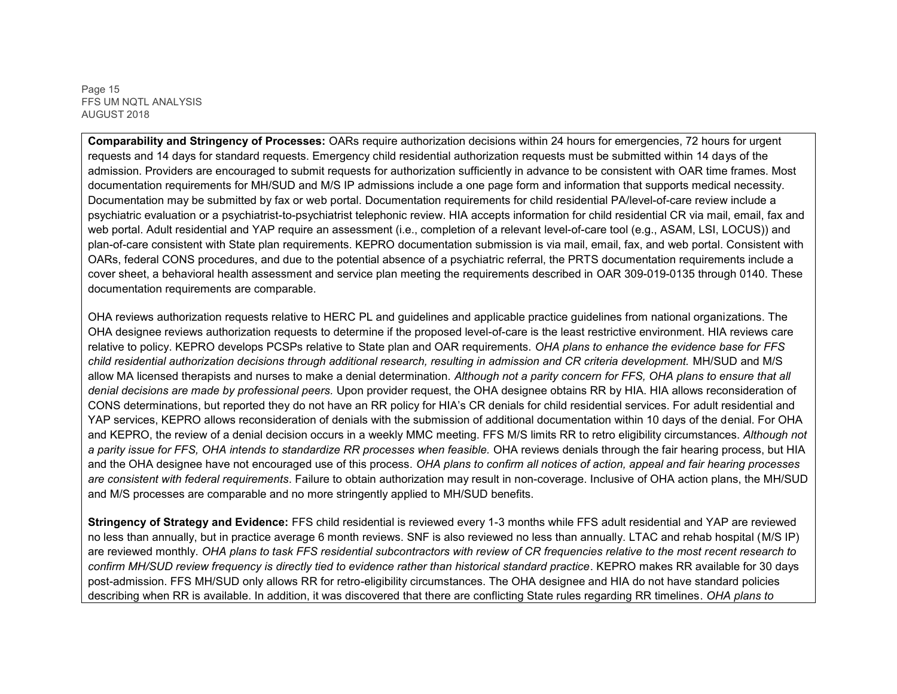**Comparability and Stringency of Processes:** OARs require authorization decisions within 24 hours for emergencies, 72 hours for urgent requests and 14 days for standard requests. Emergency child residential authorization requests must be submitted within 14 days of the admission. Providers are encouraged to submit requests for authorization sufficiently in advance to be consistent with OAR time frames. Most documentation requirements for MH/SUD and M/S IP admissions include a one page form and information that supports medical necessity. Documentation may be submitted by fax or web portal. Documentation requirements for child residential PA/level-of-care review include a psychiatric evaluation or a psychiatrist-to-psychiatrist telephonic review. HIA accepts information for child residential CR via mail, email, fax and web portal. Adult residential and YAP require an assessment (i.e., completion of a relevant level-of-care tool (e.g., ASAM, LSI, LOCUS)) and plan-of-care consistent with State plan requirements. KEPRO documentation submission is via mail, email, fax, and web portal. Consistent with OARs, federal CONS procedures, and due to the potential absence of a psychiatric referral, the PRTS documentation requirements include a cover sheet, a behavioral health assessment and service plan meeting the requirements described in OAR 309-019-0135 through 0140. These documentation requirements are comparable.

OHA reviews authorization requests relative to HERC PL and guidelines and applicable practice guidelines from national organizations. The OHA designee reviews authorization requests to determine if the proposed level-of-care is the least restrictive environment. HIA reviews care relative to policy. KEPRO develops PCSPs relative to State plan and OAR requirements. *OHA plans to enhance the evidence base for FFS child residential authorization decisions through additional research, resulting in admission and CR criteria development.* MH/SUD and M/S allow MA licensed therapists and nurses to make a denial determination. *Although not a parity concern for FFS, OHA plans to ensure that all denial decisions are made by professional peers.* Upon provider request, the OHA designee obtains RR by HIA. HIA allows reconsideration of CONS determinations, but reported they do not have an RR policy for HIA's CR denials for child residential services. For adult residential and YAP services, KEPRO allows reconsideration of denials with the submission of additional documentation within 10 days of the denial. For OHA and KEPRO, the review of a denial decision occurs in a weekly MMC meeting. FFS M/S limits RR to retro eligibility circumstances. *Although not a parity issue for FFS, OHA intends to standardize RR processes when feasible.* OHA reviews denials through the fair hearing process, but HIA and the OHA designee have not encouraged use of this process. *OHA plans to confirm all notices of action, appeal and fair hearing processes are consistent with federal requirements*. Failure to obtain authorization may result in non-coverage. Inclusive of OHA action plans, the MH/SUD and M/S processes are comparable and no more stringently applied to MH/SUD benefits.

**Stringency of Strategy and Evidence:** FFS child residential is reviewed every 1-3 months while FFS adult residential and YAP are reviewed no less than annually, but in practice average 6 month reviews. SNF is also reviewed no less than annually. LTAC and rehab hospital (M/S IP) are reviewed monthly. *OHA plans to task FFS residential subcontractors with review of CR frequencies relative to the most recent research to confirm MH/SUD review frequency is directly tied to evidence rather than historical standard practice*. KEPRO makes RR available for 30 days post-admission. FFS MH/SUD only allows RR for retro-eligibility circumstances. The OHA designee and HIA do not have standard policies describing when RR is available. In addition, it was discovered that there are conflicting State rules regarding RR timelines. *OHA plans to*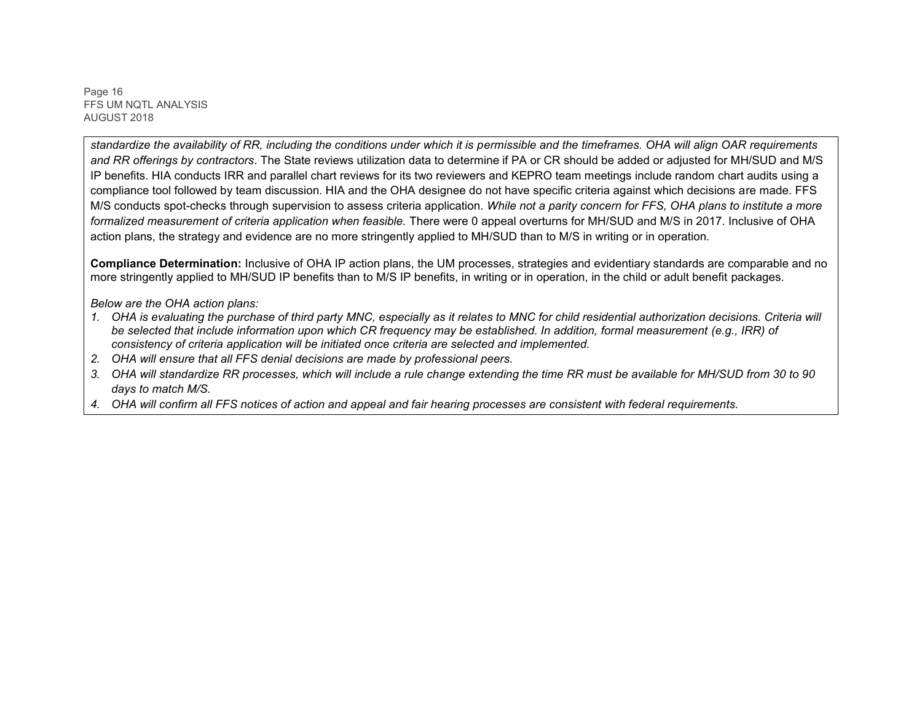*standardize the availability of RR, including the conditions under which it is permissible and the timeframes. OHA will align OAR requirements and RR offerings by contractors*. The State reviews utilization data to determine if PA or CR should be added or adjusted for MH/SUD and M/S IP benefits. HIA conducts IRR and parallel chart reviews for its two reviewers and KEPRO team meetings include random chart audits using a compliance tool followed by team discussion. HIA and the OHA designee do not have specific criteria against which decisions are made. FFS M/S conducts spot-checks through supervision to assess criteria application. *While not a parity concern for FFS, OHA plans to institute a more formalized measurement of criteria application when feasible.* There were 0 appeal overturns for MH/SUD and M/S in 2017. Inclusive of OHA action plans, the strategy and evidence are no more stringently applied to MH/SUD than to M/S in writing or in operation.

**Compliance Determination:** Inclusive of OHA IP action plans, the UM processes, strategies and evidentiary standards are comparable and no more stringently applied to MH/SUD IP benefits than to M/S IP benefits, in writing or in operation, in the child or adult benefit packages.

*Below are the OHA action plans:*

1. *OHA is evaluating the purchase of third party MNC, especially as it relates to MNC for child residential authorization decisions. Criteria will be selected that include information upon which CR frequency may be established. In addition, formal measurement (e.g., IRR) of consistency of criteria application will be initiated once criteria are selected and implemented.*
2. *OHA will ensure that all FFS denial decisions are made by professional peers.*
3. *OHA will standardize RR processes, which will include a rule change extending the time RR must be available for MH/SUD from 30 to 90 days to match M/S.*
4. *OHA will confirm all FFS notices of action and appeal and fair hearing processes are consistent with federal requirements.*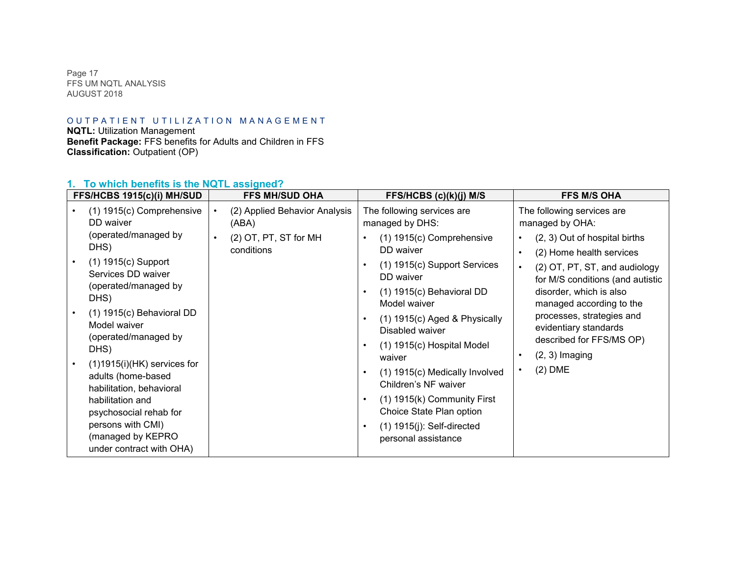OUTPATIENT UTILIZATION MANAGEMENT

**NQTL:** Utilization Management
**Benefit Package:** FFS benefits for Adults and Children in FFS
**Classification:** Outpatient (OP)

## 1. To which benefits is the NQTL assigned?

| FFS/HCBS 1915(c)(i) MH/SUD | FFS MH/SUD OHA | FFS/HCBS (c)(k)(j) M/S | FFS M/S OHA |
|---|---|---|---|
| • (1) 1915(c) Comprehensive DD waiver (operated/managed by DHS)<br>• (1) 1915(c) Support Services DD waiver (operated/managed by DHS)<br>• (1) 1915(c) Behavioral DD Model waiver (operated/managed by DHS)<br>• (1)1915(i)(HK) services for adults (home-based habilitation, behavioral habilitation and psychosocial rehab for persons with CMI) (managed by KEPRO under contract with OHA) | • (2) Applied Behavior Analysis (ABA)<br>• (2) OT, PT, ST for MH conditions | The following services are managed by DHS:<br>• (1) 1915(c) Comprehensive DD waiver<br>• (1) 1915(c) Support Services DD waiver<br>• (1) 1915(c) Behavioral DD Model waiver<br>• (1) 1915(c) Aged & Physically Disabled waiver<br>• (1) 1915(c) Hospital Model waiver<br>• (1) 1915(c) Medically Involved Children's NF waiver<br>• (1) 1915(k) Community First Choice State Plan option<br>• (1) 1915(j): Self-directed personal assistance | The following services are managed by OHA:<br>• (2, 3) Out of hospital births<br>• (2) Home health services<br>• (2) OT, PT, ST, and audiology for M/S conditions (and autistic disorder, which is also managed according to the processes, strategies and evidentiary standards described for FFS/MS OP)<br>• (2, 3) Imaging<br>• (2) DME |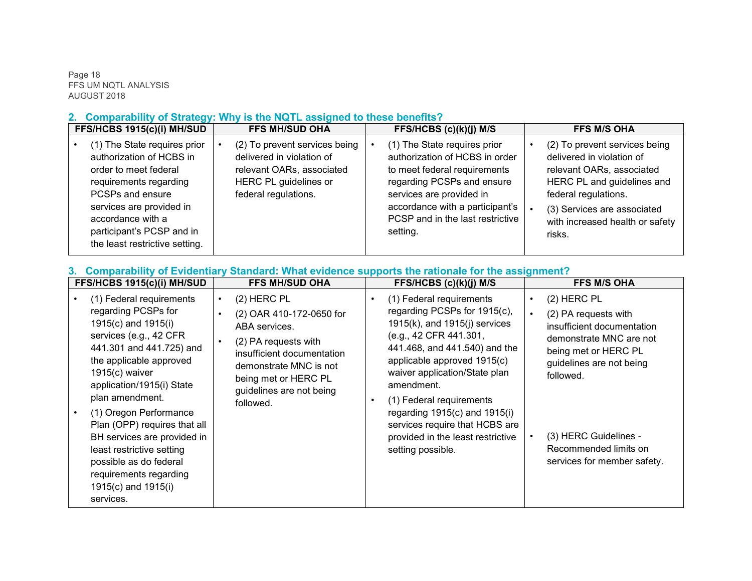## 2. Comparability of Strategy: Why is the NQTL assigned to these benefits?

| FFS/HCBS 1915(c)(i) MH/SUD | FFS MH/SUD OHA | FFS/HCBS (c)(k)(j) M/S | FFS M/S OHA |
|---|---|---|---|
| • (1) The State requires prior authorization of HCBS in order to meet federal requirements regarding PCSPs and ensure services are provided in accordance with a participant's PCSP and in the least restrictive setting. | • (2) To prevent services being delivered in violation of relevant OARs, associated HERC PL guidelines or federal regulations. | • (1) The State requires prior authorization of HCBS in order to meet federal requirements regarding PCSPs and ensure services are provided in accordance with a participant's PCSP and in the last restrictive setting. | • (2) To prevent services being delivered in violation of relevant OARs, associated HERC PL and guidelines and federal regulations.<br>• (3) Services are associated with increased health or safety risks. |

## 3. Comparability of Evidentiary Standard: What evidence supports the rationale for the assignment?

| FFS/HCBS 1915(c)(i) MH/SUD | FFS MH/SUD OHA | FFS/HCBS (c)(k)(j) M/S | FFS M/S OHA |
|---|---|---|---|
| • (1) Federal requirements regarding PCSPs for 1915(c) and 1915(i) services (e.g., 42 CFR 441.301 and 441.725) and the applicable approved 1915(c) waiver application/1915(i) State plan amendment.<br>• (1) Oregon Performance Plan (OPP) requires that all BH services are provided in least restrictive setting possible as do federal requirements regarding 1915(c) and 1915(i) services. | • (2) HERC PL<br>• (2) OAR 410-172-0650 for ABA services.<br>• (2) PA requests with insufficient documentation demonstrate MNC is not being met or HERC PL guidelines are not being followed. | • (1) Federal requirements regarding PCSPs for 1915(c), 1915(k), and 1915(j) services (e.g., 42 CFR 441.301, 441.468, and 441.540) and the applicable approved 1915(c) waiver application/State plan amendment.<br>• (1) Federal requirements regarding 1915(c) and 1915(i) services require that HCBS are provided in the least restrictive setting possible. | • (2) HERC PL<br>• (2) PA requests with insufficient documentation demonstrate MNC are not being met or HERC PL guidelines are not being followed.<br>• (3) HERC Guidelines - Recommended limits on services for member safety. |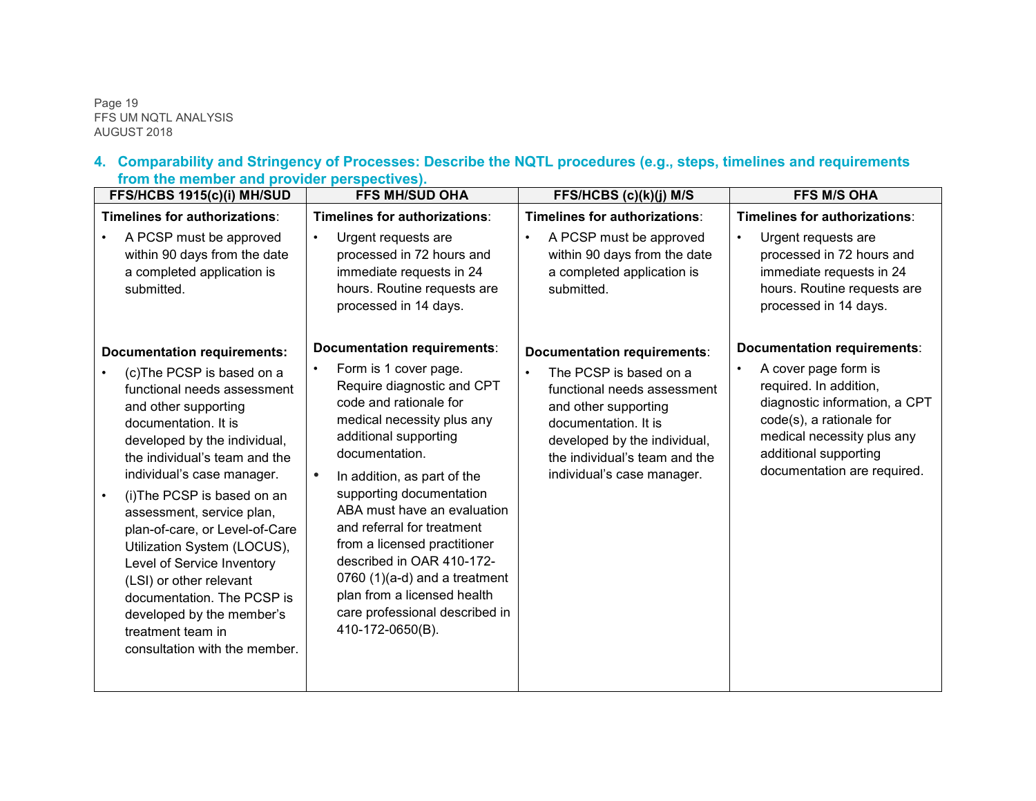4. **Comparability and Stringency of Processes: Describe the NQTL procedures (e.g., steps, timelines and requirements from the member and provider perspectives).**

| FFS/HCBS 1915(c)(i) MH/SUD | FFS MH/SUD OHA | FFS/HCBS (c)(k)(j) M/S | FFS M/S OHA |
|---|---|---|---|
| **Timelines for authorizations**:<br>• A PCSP must be approved within 90 days from the date a completed application is submitted. | **Timelines for authorizations**:<br>• Urgent requests are processed in 72 hours and immediate requests in 24 hours. Routine requests are processed in 14 days. | **Timelines for authorizations**:<br>• A PCSP must be approved within 90 days from the date a completed application is submitted. | **Timelines for authorizations**:<br>• Urgent requests are processed in 72 hours and immediate requests in 24 hours. Routine requests are processed in 14 days. |
| **Documentation requirements:**<br>• (c)The PCSP is based on a functional needs assessment and other supporting documentation. It is developed by the individual, the individual's team and the individual's case manager.<br>• (i)The PCSP is based on an assessment, service plan, plan-of-care, or Level-of-Care Utilization System (LOCUS), Level of Service Inventory (LSI) or other relevant documentation. The PCSP is developed by the member's treatment team in consultation with the member. | **Documentation requirements**:<br>• Form is 1 cover page. Require diagnostic and CPT code and rationale for medical necessity plus any additional supporting documentation.<br>• In addition, as part of the supporting documentation ABA must have an evaluation and referral for treatment from a licensed practitioner described in OAR 410-172-0760 (1)(a-d) and a treatment plan from a licensed health care professional described in 410-172-0650(B). | **Documentation requirements**:<br>• The PCSP is based on a functional needs assessment and other supporting documentation. It is developed by the individual, the individual's team and the individual's case manager. | **Documentation requirements**:<br>• A cover page form is required. In addition, diagnostic information, a CPT code(s), a rationale for medical necessity plus any additional supporting documentation are required. |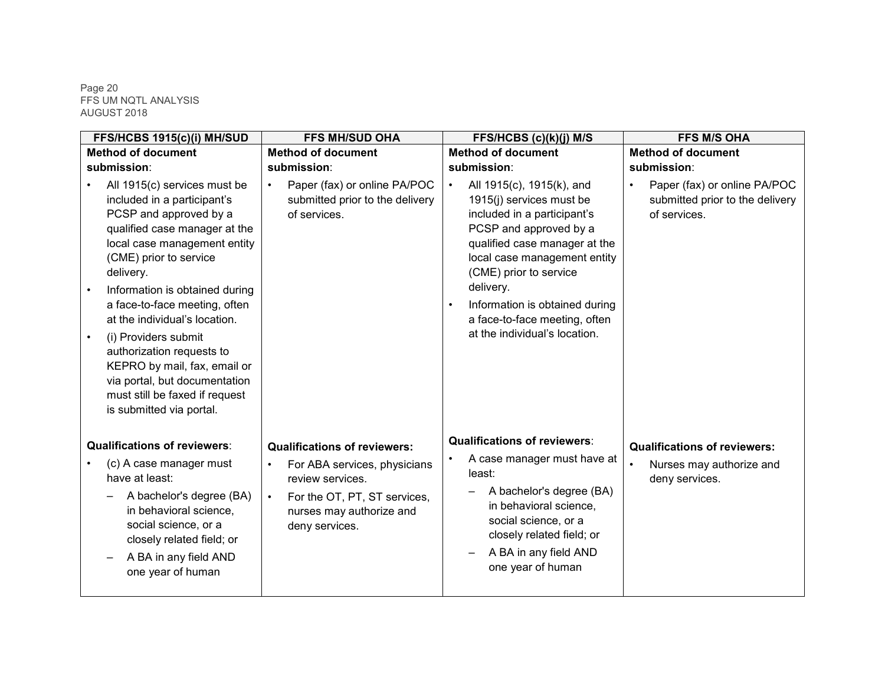| FFS/HCBS 1915(c)(i) MH/SUD | FFS MH/SUD OHA | FFS/HCBS (c)(k)(j) M/S | FFS M/S OHA |
|---|---|---|---|
| **Method of document submission**:<br>• All 1915(c) services must be included in a participant's PCSP and approved by a qualified case manager at the local case management entity (CME) prior to service delivery.<br>• Information is obtained during a face-to-face meeting, often at the individual's location.<br>• (i) Providers submit authorization requests to KEPRO by mail, fax, email or via portal, but documentation must still be faxed if request is submitted via portal. | **Method of document submission**:<br>• Paper (fax) or online PA/POC submitted prior to the delivery of services. | **Method of document submission**:<br>• All 1915(c), 1915(k), and 1915(j) services must be included in a participant's PCSP and approved by a qualified case manager at the local case management entity (CME) prior to service delivery.<br>• Information is obtained during a face-to-face meeting, often at the individual's location. | **Method of document submission**:<br>• Paper (fax) or online PA/POC submitted prior to the delivery of services. |
| **Qualifications of reviewers**:<br>• (c) A case manager must have at least:<br>– A bachelor's degree (BA) in behavioral science, social science, or a closely related field; or<br>– A BA in any field AND one year of human | **Qualifications of reviewers:**<br>• For ABA services, physicians review services.<br>• For the OT, PT, ST services, nurses may authorize and deny services. | **Qualifications of reviewers**:<br>• A case manager must have at least:<br>– A bachelor's degree (BA) in behavioral science, social science, or a closely related field; or<br>– A BA in any field AND one year of human | **Qualifications of reviewers:**<br>• Nurses may authorize and deny services. |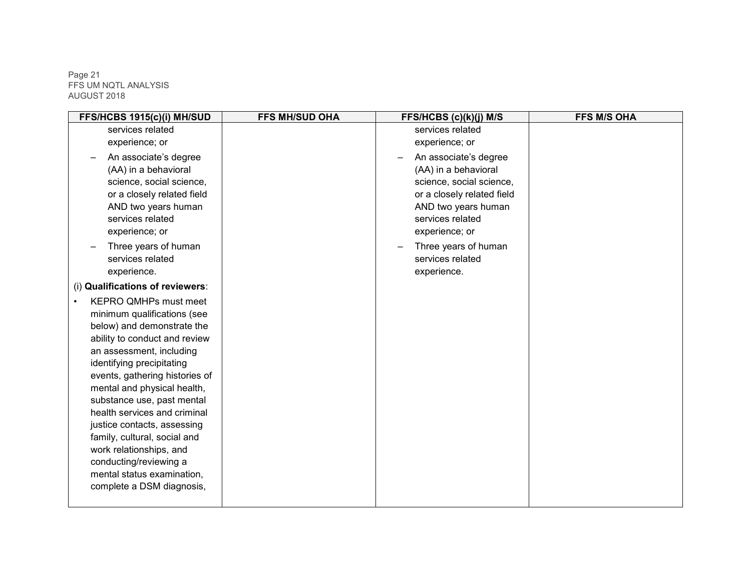| FFS/HCBS 1915(c)(i) MH/SUD | FFS MH/SUD OHA | FFS/HCBS (c)(k)(j) M/S | FFS M/S OHA |
|---|---|---|---|
| services related experience; or<br>– An associate's degree (AA) in a behavioral science, social science, or a closely related field AND two years human services related experience; or<br>– Three years of human services related experience.<br>(i) **Qualifications of reviewers**:<br>• KEPRO QMHPs must meet minimum qualifications (see below) and demonstrate the ability to conduct and review an assessment, including identifying precipitating events, gathering histories of mental and physical health, substance use, past mental health services and criminal justice contacts, assessing family, cultural, social and work relationships, and conducting/reviewing a mental status examination, complete a DSM diagnosis, | | services related experience; or<br>– An associate's degree (AA) in a behavioral science, social science, or a closely related field AND two years human services related experience; or<br>– Three years of human services related experience. | |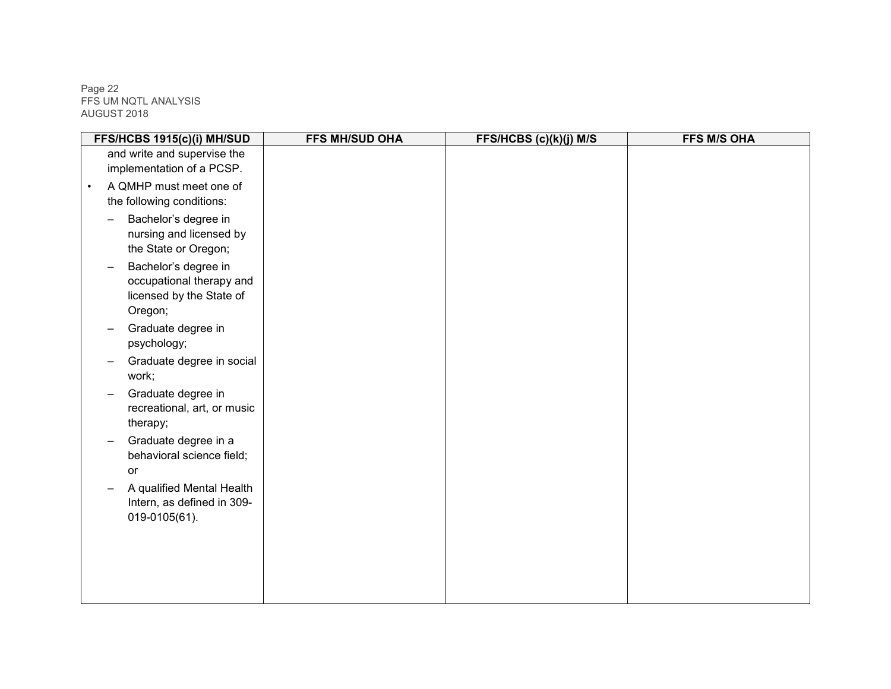| FFS/HCBS 1915(c)(i) MH/SUD | FFS MH/SUD OHA | FFS/HCBS (c)(k)(j) M/S | FFS M/S OHA |
|---|---|---|---|
| and write and supervise the implementation of a PCSP.<br>• A QMHP must meet one of the following conditions:<br>– Bachelor's degree in nursing and licensed by the State or Oregon;<br>– Bachelor's degree in occupational therapy and licensed by the State of Oregon;<br>– Graduate degree in psychology;<br>– Graduate degree in social work;<br>– Graduate degree in recreational, art, or music therapy;<br>– Graduate degree in a behavioral science field; or<br>– A qualified Mental Health Intern, as defined in 309-019-0105(61). | | | |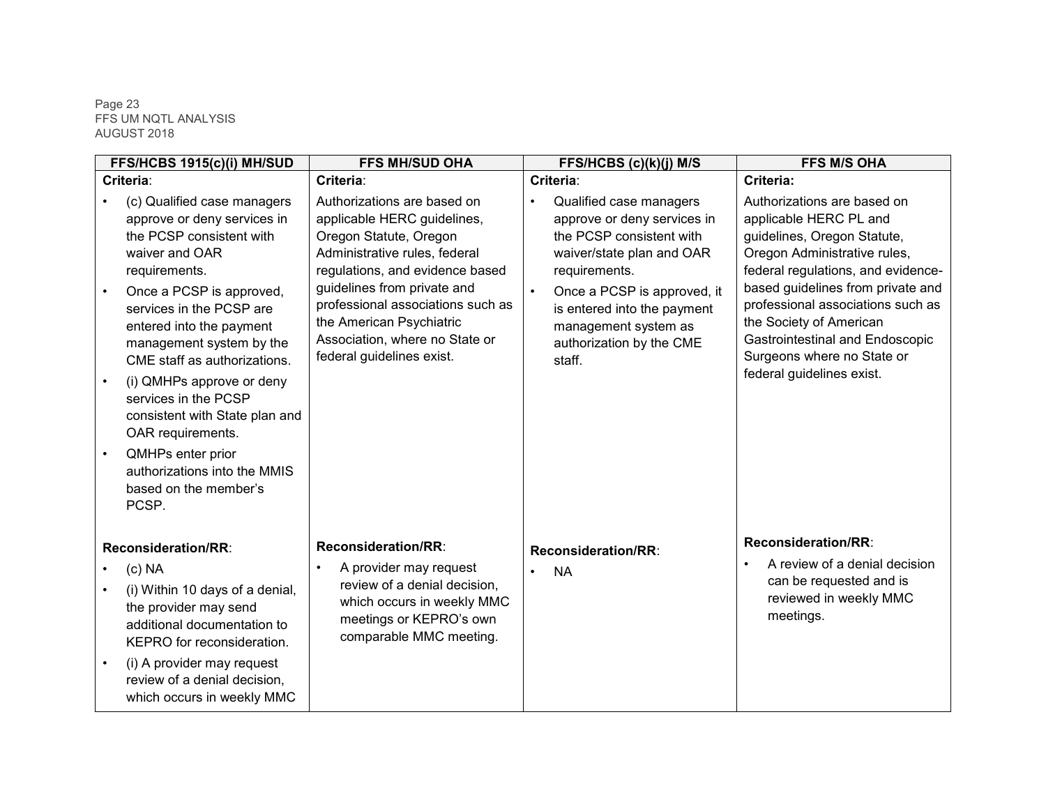| FFS/HCBS 1915(c)(i) MH/SUD | FFS MH/SUD OHA | FFS/HCBS (c)(k)(j) M/S | FFS M/S OHA |
|---|---|---|---|
| **Criteria**:<br>• (c) Qualified case managers approve or deny services in the PCSP consistent with waiver and OAR requirements.<br>• Once a PCSP is approved, services in the PCSP are entered into the payment management system by the CME staff as authorizations.<br>• (i) QMHPs approve or deny services in the PCSP consistent with State plan and OAR requirements.<br>• QMHPs enter prior authorizations into the MMIS based on the member's PCSP. | **Criteria**:<br>Authorizations are based on applicable HERC guidelines, Oregon Statute, Oregon Administrative rules, federal regulations, and evidence based guidelines from private and professional associations such as the American Psychiatric Association, where no State or federal guidelines exist. | **Criteria**:<br>• Qualified case managers approve or deny services in the PCSP consistent with waiver/state plan and OAR requirements.<br>• Once a PCSP is approved, it is entered into the payment management system as authorization by the CME staff. | **Criteria:**<br>Authorizations are based on applicable HERC PL and guidelines, Oregon Statute, Oregon Administrative rules, federal regulations, and evidence-based guidelines from private and professional associations such as the Society of American Gastrointestinal and Endoscopic Surgeons where no State or federal guidelines exist. |
| **Reconsideration/RR**:<br>• (c) NA<br>• (i) Within 10 days of a denial, the provider may send additional documentation to KEPRO for reconsideration.<br>• (i) A provider may request review of a denial decision, which occurs in weekly MMC | **Reconsideration/RR**:<br>• A provider may request review of a denial decision, which occurs in weekly MMC meetings or KEPRO's own comparable MMC meeting. | **Reconsideration/RR**:<br>• NA | **Reconsideration/RR**:<br>• A review of a denial decision can be requested and is reviewed in weekly MMC meetings. |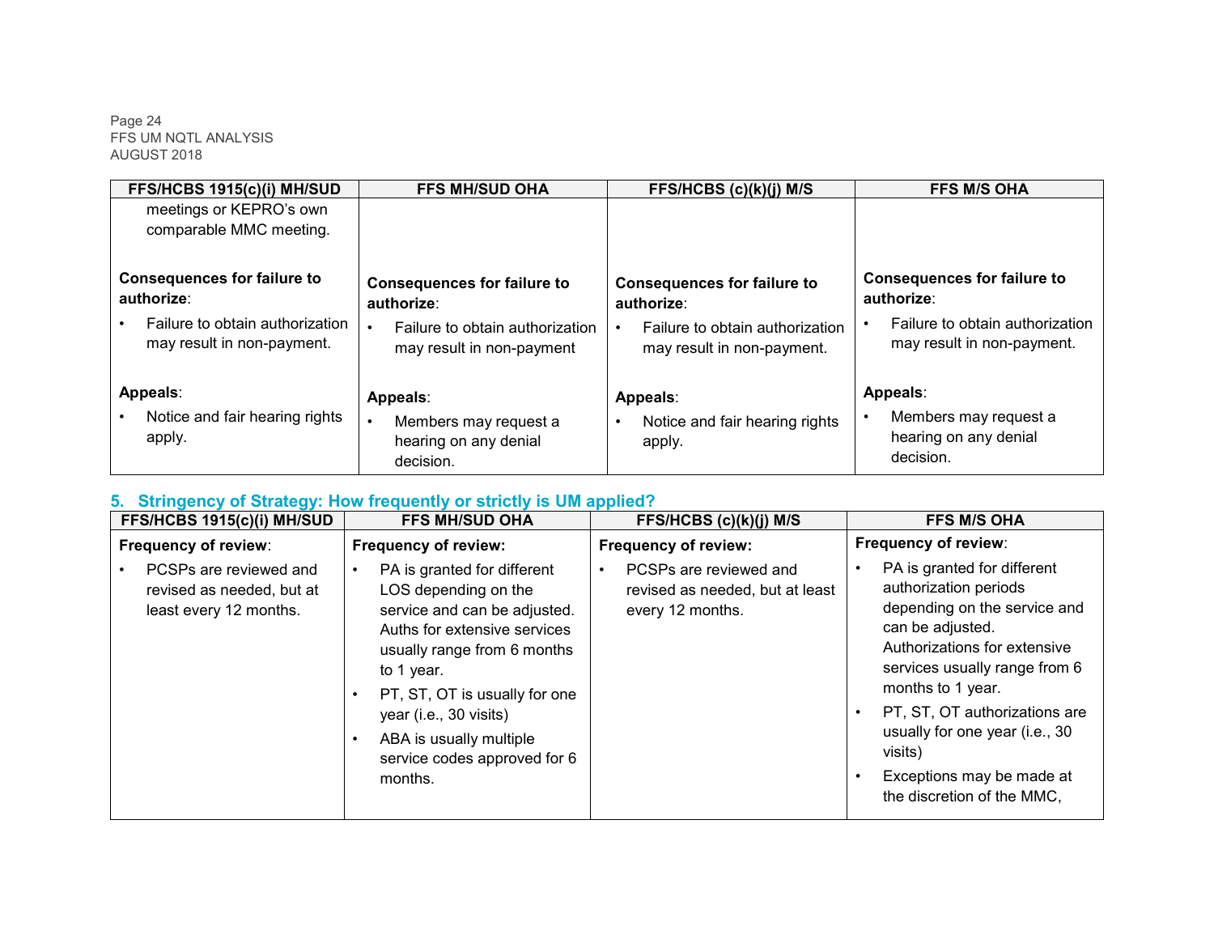| FFS/HCBS 1915(c)(i) MH/SUD | FFS MH/SUD OHA | FFS/HCBS (c)(k)(j) M/S | FFS M/S OHA |
|---|---|---|---|
| meetings or KEPRO's own comparable MMC meeting.<br><br>**Consequences for failure to authorize**:<br>• Failure to obtain authorization may result in non-payment.<br><br>**Appeals**:<br>• Notice and fair hearing rights apply. | **Consequences for failure to authorize**:<br>• Failure to obtain authorization may result in non-payment<br><br>**Appeals**:<br>• Members may request a hearing on any denial decision. | **Consequences for failure to authorize**:<br>• Failure to obtain authorization may result in non-payment.<br><br>**Appeals**:<br>• Notice and fair hearing rights apply. | **Consequences for failure to authorize**:<br>• Failure to obtain authorization may result in non-payment.<br><br>**Appeals**:<br>• Members may request a hearing on any denial decision. |

## 5. Stringency of Strategy: How frequently or strictly is UM applied?

| FFS/HCBS 1915(c)(i) MH/SUD | FFS MH/SUD OHA | FFS/HCBS (c)(k)(j) M/S | FFS M/S OHA |
|---|---|---|---|
| **Frequency of review**:<br>• PCSPs are reviewed and revised as needed, but at least every 12 months. | **Frequency of review:**<br>• PA is granted for different LOS depending on the service and can be adjusted. Auths for extensive services usually range from 6 months to 1 year.<br>• PT, ST, OT is usually for one year (i.e., 30 visits)<br>• ABA is usually multiple service codes approved for 6 months. | **Frequency of review:**<br>• PCSPs are reviewed and revised as needed, but at least every 12 months. | **Frequency of review**:<br>• PA is granted for different authorization periods depending on the service and can be adjusted. Authorizations for extensive services usually range from 6 months to 1 year.<br>• PT, ST, OT authorizations are usually for one year (i.e., 30 visits)<br>• Exceptions may be made at the discretion of the MMC, |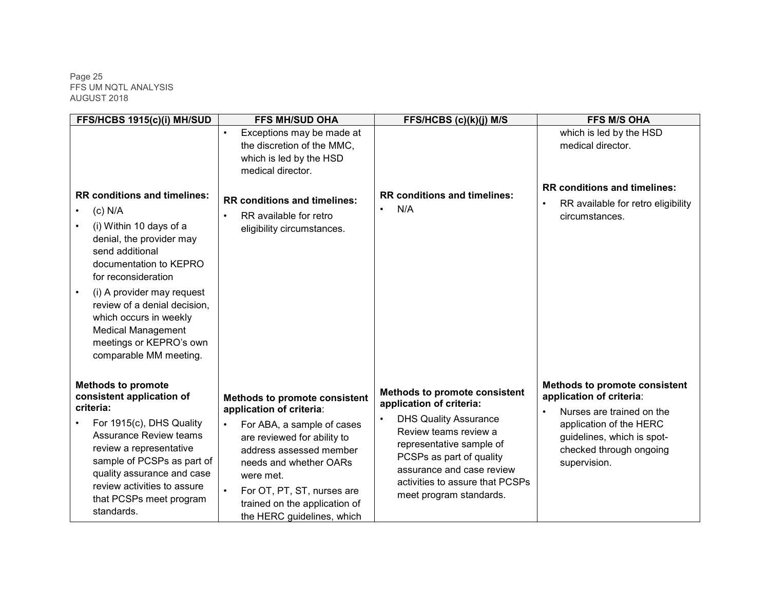| FFS/HCBS 1915(c)(i) MH/SUD | FFS MH/SUD OHA | FFS/HCBS (c)(k)(j) M/S | FFS M/S OHA |
|---|---|---|---|
| | • Exceptions may be made at the discretion of the MMC, which is led by the HSD medical director. | | which is led by the HSD medical director. |
| **RR conditions and timelines:**<br>• (c) N/A<br>• (i) Within 10 days of a denial, the provider may send additional documentation to KEPRO for reconsideration<br>• (i) A provider may request review of a denial decision, which occurs in weekly Medical Management meetings or KEPRO's own comparable MM meeting. | **RR conditions and timelines:**<br>• RR available for retro eligibility circumstances. | **RR conditions and timelines:**<br>• N/A | **RR conditions and timelines:**<br>• RR available for retro eligibility circumstances. |
| **Methods to promote consistent application of criteria:**<br>• For 1915(c), DHS Quality Assurance Review teams review a representative sample of PCSPs as part of quality assurance and case review activities to assure that PCSPs meet program standards. | **Methods to promote consistent application of criteria**:<br>• For ABA, a sample of cases are reviewed for ability to address assessed member needs and whether OARs were met.<br>• For OT, PT, ST, nurses are trained on the application of the HERC guidelines, which | **Methods to promote consistent application of criteria:**<br>• DHS Quality Assurance Review teams review a representative sample of PCSPs as part of quality assurance and case review activities to assure that PCSPs meet program standards. | **Methods to promote consistent application of criteria**:<br>• Nurses are trained on the application of the HERC guidelines, which is spot-checked through ongoing supervision. |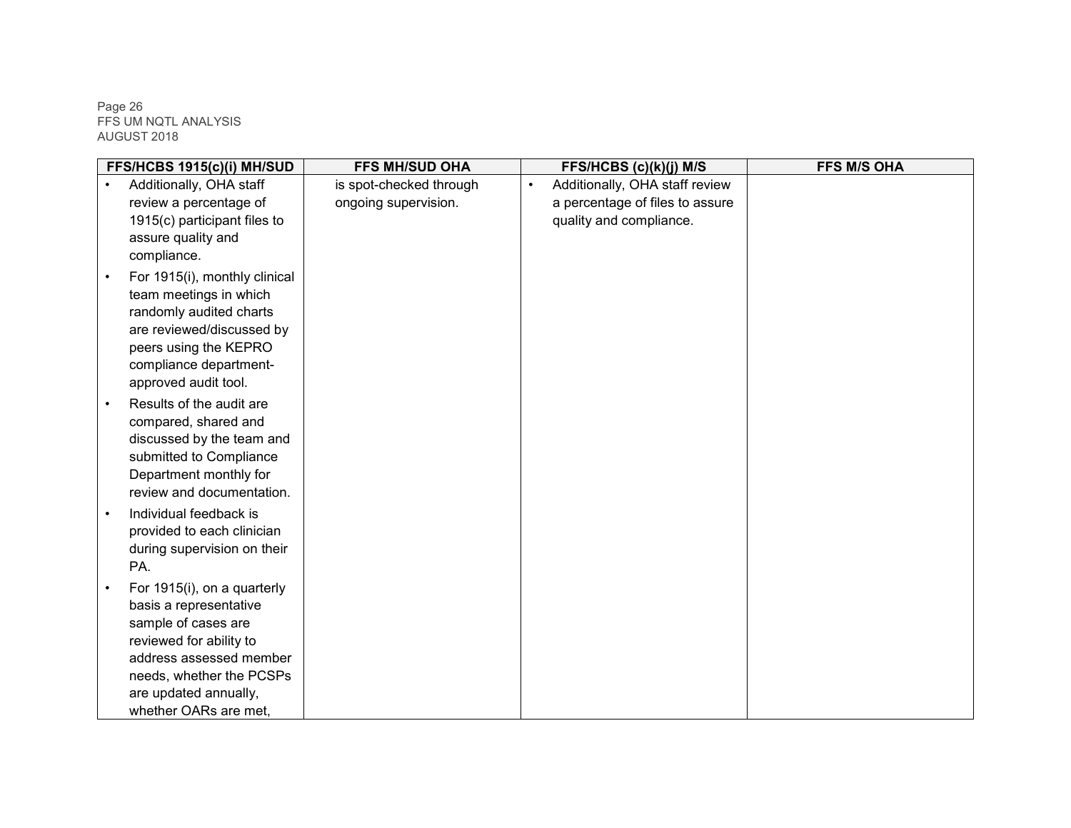| FFS/HCBS 1915(c)(i) MH/SUD | FFS MH/SUD OHA | FFS/HCBS (c)(k)(j) M/S | FFS M/S OHA |
| --- | --- | --- | --- |
| • Additionally, OHA staff review a percentage of 1915(c) participant files to assure quality and compliance.<br>• For 1915(i), monthly clinical team meetings in which randomly audited charts are reviewed/discussed by peers using the KEPRO compliance department-approved audit tool.<br>• Results of the audit are compared, shared and discussed by the team and submitted to Compliance Department monthly for review and documentation.<br>• Individual feedback is provided to each clinician during supervision on their PA.<br>• For 1915(i), on a quarterly basis a representative sample of cases are reviewed for ability to address assessed member needs, whether the PCSPs are updated annually, whether OARs are met, | is spot-checked through ongoing supervision. | • Additionally, OHA staff review a percentage of files to assure quality and compliance. | |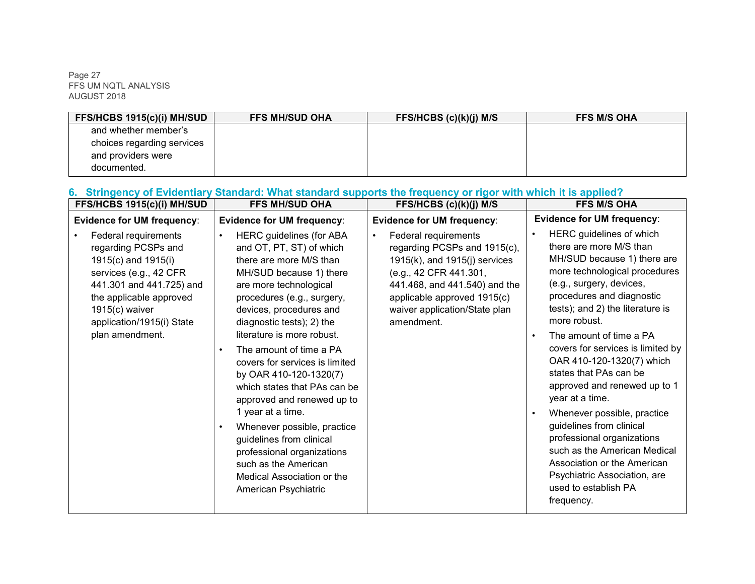| FFS/HCBS 1915(c)(i) MH/SUD | FFS MH/SUD OHA | FFS/HCBS (c)(k)(j) M/S | FFS M/S OHA |
|---|---|---|---|
| and whether member's choices regarding services and providers were documented. | | | |

## 6. Stringency of Evidentiary Standard: What standard supports the frequency or rigor with which it is applied?

| FFS/HCBS 1915(c)(i) MH/SUD | FFS MH/SUD OHA | FFS/HCBS (c)(k)(j) M/S | FFS M/S OHA |
|---|---|---|---|
| **Evidence for UM frequency**:<br>• Federal requirements regarding PCSPs and 1915(c) and 1915(i) services (e.g., 42 CFR 441.301 and 441.725) and the applicable approved 1915(c) waiver application/1915(i) State plan amendment. | **Evidence for UM frequency**:<br>• HERC guidelines (for ABA and OT, PT, ST) of which there are more M/S than MH/SUD because 1) there are more technological procedures (e.g., surgery, devices, procedures and diagnostic tests); 2) the literature is more robust.<br>• The amount of time a PA covers for services is limited by OAR 410-120-1320(7) which states that PAs can be approved and renewed up to 1 year at a time.<br>• Whenever possible, practice guidelines from clinical professional organizations such as the American Medical Association or the American Psychiatric | **Evidence for UM frequency**:<br>• Federal requirements regarding PCSPs and 1915(c), 1915(k), and 1915(j) services (e.g., 42 CFR 441.301, 441.468, and 441.540) and the applicable approved 1915(c) waiver application/State plan amendment. | **Evidence for UM frequency**:<br>• HERC guidelines of which there are more M/S than MH/SUD because 1) there are more technological procedures (e.g., surgery, devices, procedures and diagnostic tests); and 2) the literature is more robust.<br>• The amount of time a PA covers for services is limited by OAR 410-120-1320(7) which states that PAs can be approved and renewed up to 1 year at a time.<br>• Whenever possible, practice guidelines from clinical professional organizations such as the American Medical Association or the American Psychiatric Association, are used to establish PA frequency. |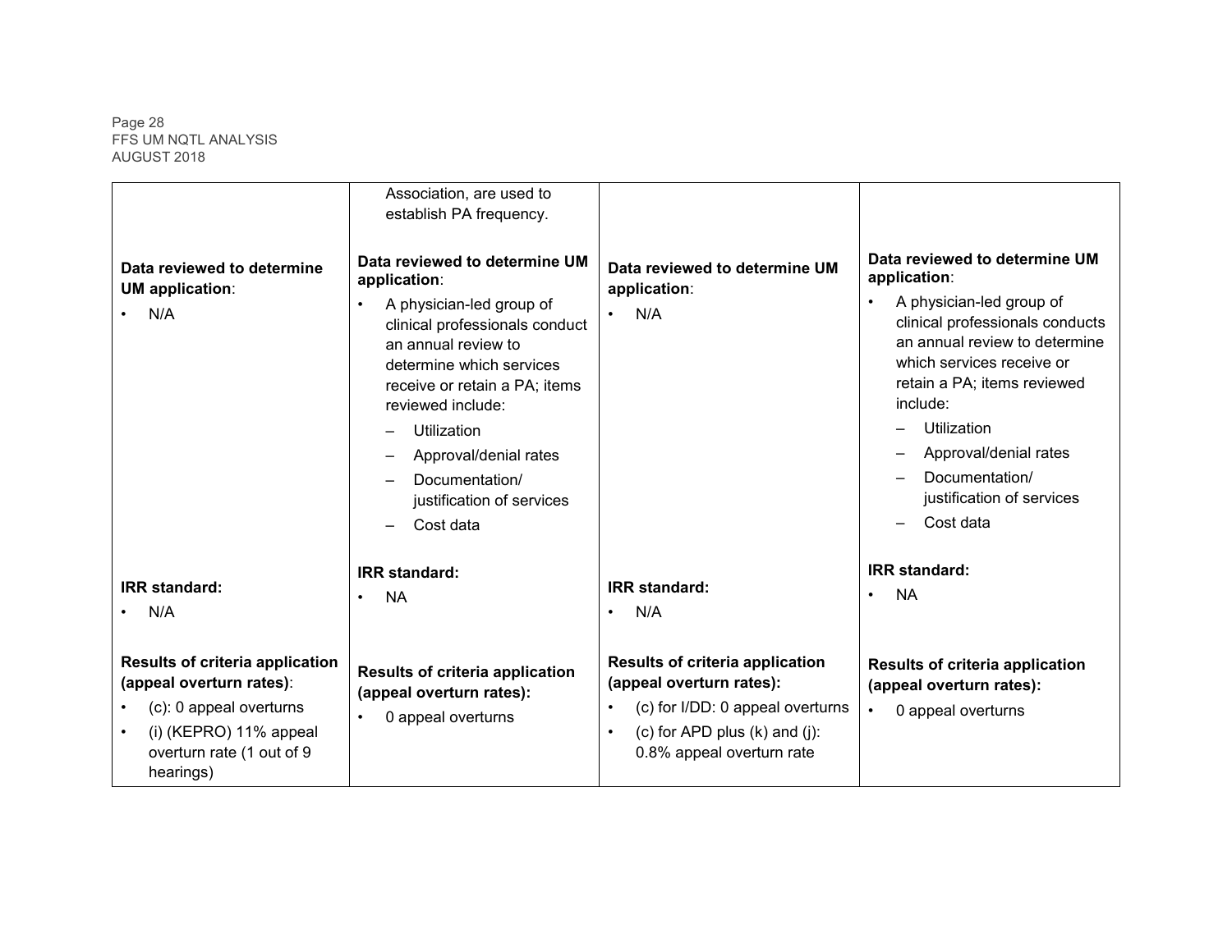| | | | |
|---|---|---|---|
| | Association, are used to establish PA frequency. | | |
| **Data reviewed to determine UM application**:<br>• N/A | **Data reviewed to determine UM application**:<br>• A physician-led group of clinical professionals conduct an annual review to determine which services receive or retain a PA; items reviewed include:<br>– Utilization<br>– Approval/denial rates<br>– Documentation/ justification of services<br>– Cost data | **Data reviewed to determine UM application**:<br>• N/A | **Data reviewed to determine UM application**:<br>• A physician-led group of clinical professionals conducts an annual review to determine which services receive or retain a PA; items reviewed include:<br>– Utilization<br>– Approval/denial rates<br>– Documentation/ justification of services<br>– Cost data |
| **IRR standard:**<br>• N/A | **IRR standard:**<br>• NA | **IRR standard:**<br>• N/A | **IRR standard:**<br>• NA |
| **Results of criteria application (appeal overturn rates)**:<br>• (c): 0 appeal overturns<br>• (i) (KEPRO) 11% appeal overturn rate (1 out of 9 hearings) | **Results of criteria application (appeal overturn rates):**<br>• 0 appeal overturns | **Results of criteria application (appeal overturn rates):**<br>• (c) for I/DD: 0 appeal overturns<br>• (c) for APD plus (k) and (j): 0.8% appeal overturn rate | **Results of criteria application (appeal overturn rates):**<br>• 0 appeal overturns |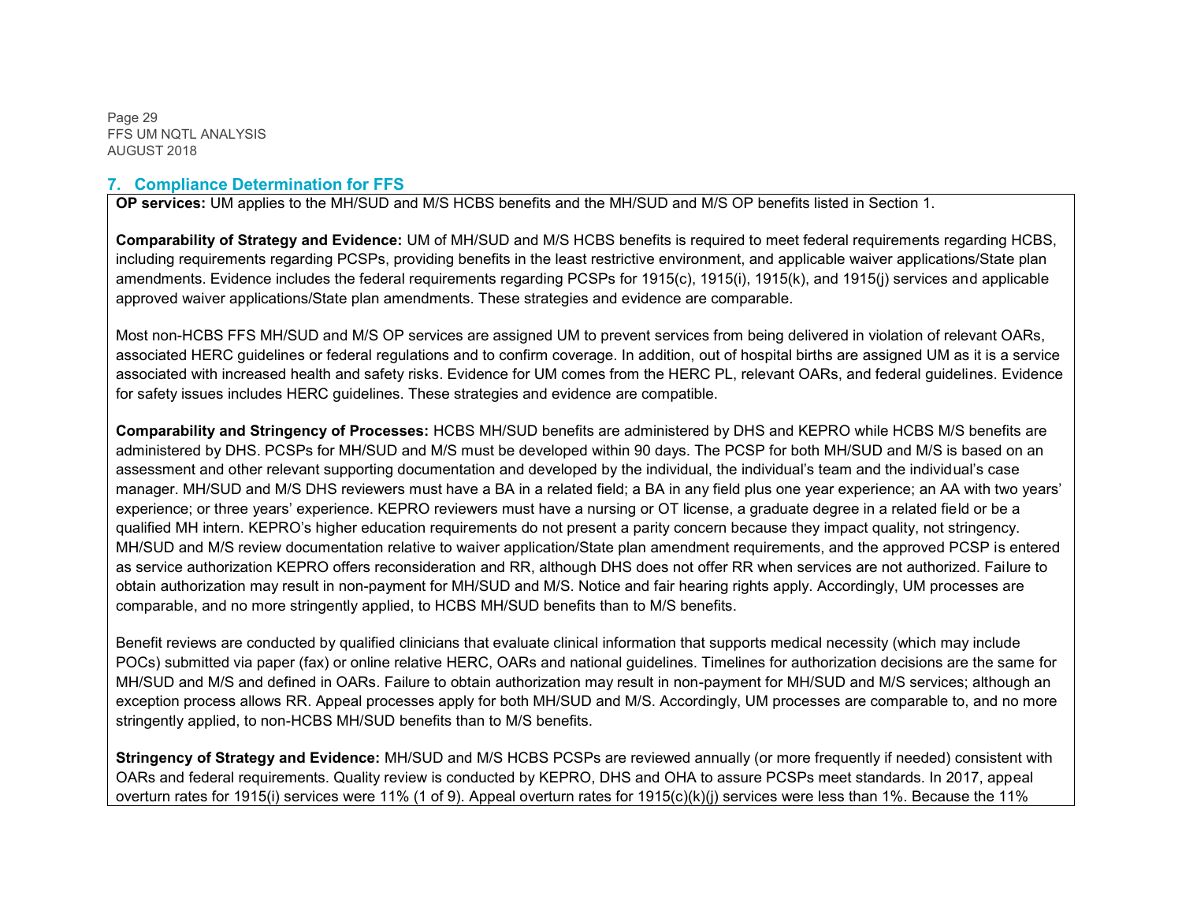## 7. Compliance Determination for FFS

**OP services:** UM applies to the MH/SUD and M/S HCBS benefits and the MH/SUD and M/S OP benefits listed in Section 1.

**Comparability of Strategy and Evidence:** UM of MH/SUD and M/S HCBS benefits is required to meet federal requirements regarding HCBS, including requirements regarding PCSPs, providing benefits in the least restrictive environment, and applicable waiver applications/State plan amendments. Evidence includes the federal requirements regarding PCSPs for 1915(c), 1915(i), 1915(k), and 1915(j) services and applicable approved waiver applications/State plan amendments. These strategies and evidence are comparable.

Most non-HCBS FFS MH/SUD and M/S OP services are assigned UM to prevent services from being delivered in violation of relevant OARs, associated HERC guidelines or federal regulations and to confirm coverage. In addition, out of hospital births are assigned UM as it is a service associated with increased health and safety risks. Evidence for UM comes from the HERC PL, relevant OARs, and federal guidelines. Evidence for safety issues includes HERC guidelines. These strategies and evidence are compatible.

**Comparability and Stringency of Processes:** HCBS MH/SUD benefits are administered by DHS and KEPRO while HCBS M/S benefits are administered by DHS. PCSPs for MH/SUD and M/S must be developed within 90 days. The PCSP for both MH/SUD and M/S is based on an assessment and other relevant supporting documentation and developed by the individual, the individual's team and the individual's case manager. MH/SUD and M/S DHS reviewers must have a BA in a related field; a BA in any field plus one year experience; an AA with two years' experience; or three years' experience. KEPRO reviewers must have a nursing or OT license, a graduate degree in a related field or be a qualified MH intern. KEPRO's higher education requirements do not present a parity concern because they impact quality, not stringency. MH/SUD and M/S review documentation relative to waiver application/State plan amendment requirements, and the approved PCSP is entered as service authorization KEPRO offers reconsideration and RR, although DHS does not offer RR when services are not authorized. Failure to obtain authorization may result in non-payment for MH/SUD and M/S. Notice and fair hearing rights apply. Accordingly, UM processes are comparable, and no more stringently applied, to HCBS MH/SUD benefits than to M/S benefits.

Benefit reviews are conducted by qualified clinicians that evaluate clinical information that supports medical necessity (which may include POCs) submitted via paper (fax) or online relative HERC, OARs and national guidelines. Timelines for authorization decisions are the same for MH/SUD and M/S and defined in OARs. Failure to obtain authorization may result in non-payment for MH/SUD and M/S services; although an exception process allows RR. Appeal processes apply for both MH/SUD and M/S. Accordingly, UM processes are comparable to, and no more stringently applied, to non-HCBS MH/SUD benefits than to M/S benefits.

**Stringency of Strategy and Evidence:** MH/SUD and M/S HCBS PCSPs are reviewed annually (or more frequently if needed) consistent with OARs and federal requirements. Quality review is conducted by KEPRO, DHS and OHA to assure PCSPs meet standards. In 2017, appeal overturn rates for 1915(i) services were 11% (1 of 9). Appeal overturn rates for 1915(c)(k)(j) services were less than 1%. Because the 11%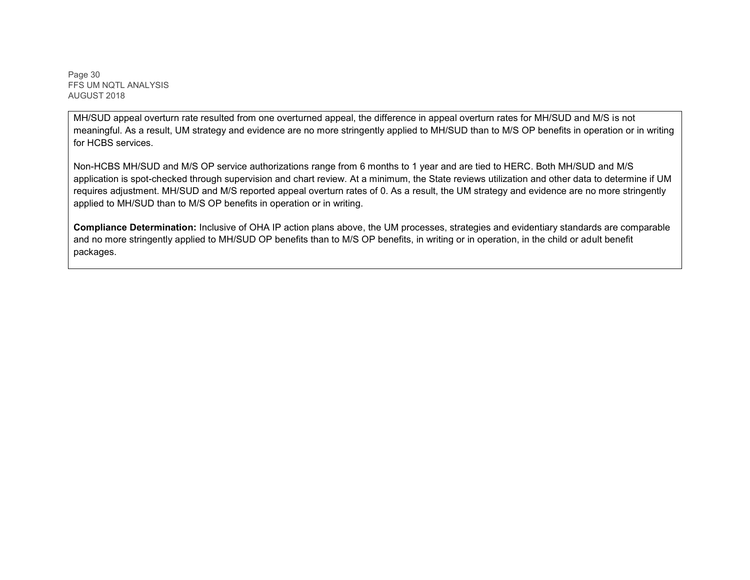MH/SUD appeal overturn rate resulted from one overturned appeal, the difference in appeal overturn rates for MH/SUD and M/S is not meaningful. As a result, UM strategy and evidence are no more stringently applied to MH/SUD than to M/S OP benefits in operation or in writing for HCBS services.

Non-HCBS MH/SUD and M/S OP service authorizations range from 6 months to 1 year and are tied to HERC. Both MH/SUD and M/S application is spot-checked through supervision and chart review. At a minimum, the State reviews utilization and other data to determine if UM requires adjustment. MH/SUD and M/S reported appeal overturn rates of 0. As a result, the UM strategy and evidence are no more stringently applied to MH/SUD than to M/S OP benefits in operation or in writing.

**Compliance Determination:** Inclusive of OHA IP action plans above, the UM processes, strategies and evidentiary standards are comparable and no more stringently applied to MH/SUD OP benefits than to M/S OP benefits, in writing or in operation, in the child or adult benefit packages.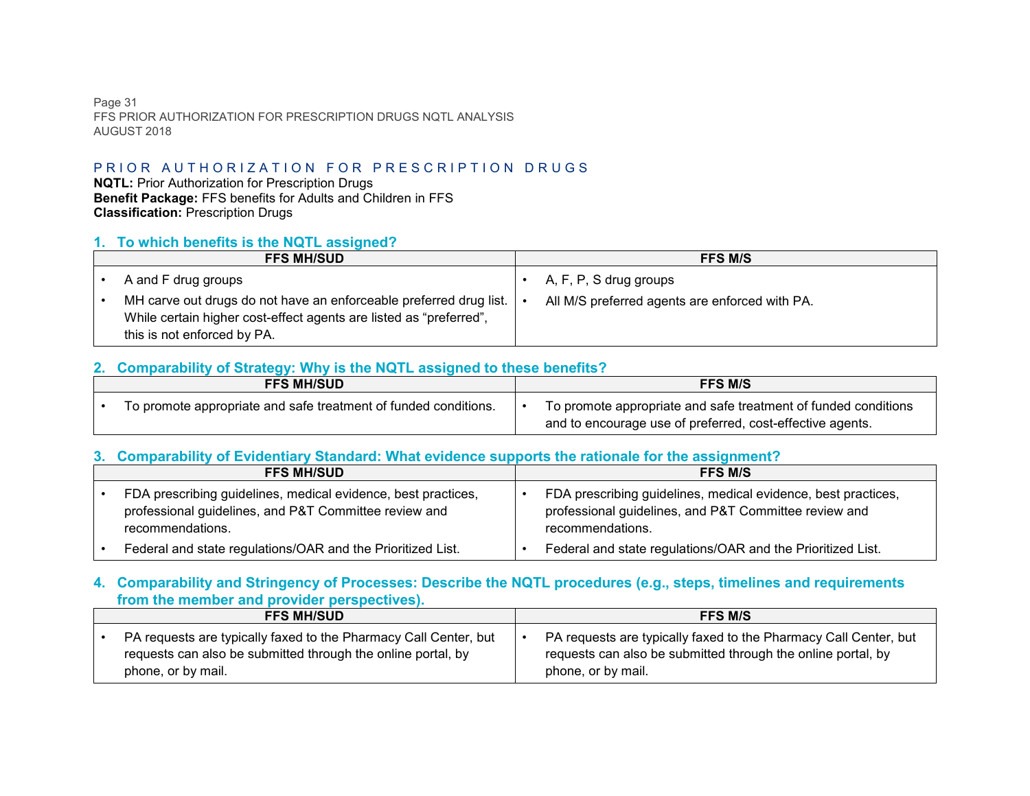## PRIOR AUTHORIZATION FOR PRESCRIPTION DRUGS

**NQTL:** Prior Authorization for Prescription Drugs
**Benefit Package:** FFS benefits for Adults and Children in FFS
**Classification:** Prescription Drugs

### 1. To which benefits is the NQTL assigned?

| FFS MH/SUD | FFS M/S |
|---|---|
| • A and F drug groups<br>• MH carve out drugs do not have an enforceable preferred drug list. While certain higher cost-effect agents are listed as "preferred", this is not enforced by PA. | • A, F, P, S drug groups<br>• All M/S preferred agents are enforced with PA. |

### 2. Comparability of Strategy: Why is the NQTL assigned to these benefits?

| FFS MH/SUD | FFS M/S |
|---|---|
| • To promote appropriate and safe treatment of funded conditions. | • To promote appropriate and safe treatment of funded conditions and to encourage use of preferred, cost-effective agents. |

### 3. Comparability of Evidentiary Standard: What evidence supports the rationale for the assignment?

| FFS MH/SUD | FFS M/S |
|---|---|
| • FDA prescribing guidelines, medical evidence, best practices, professional guidelines, and P&T Committee review and recommendations.<br>• Federal and state regulations/OAR and the Prioritized List. | • FDA prescribing guidelines, medical evidence, best practices, professional guidelines, and P&T Committee review and recommendations.<br>• Federal and state regulations/OAR and the Prioritized List. |

### 4. Comparability and Stringency of Processes: Describe the NQTL procedures (e.g., steps, timelines and requirements from the member and provider perspectives).

| FFS MH/SUD | FFS M/S |
|---|---|
| • PA requests are typically faxed to the Pharmacy Call Center, but requests can also be submitted through the online portal, by phone, or by mail. | • PA requests are typically faxed to the Pharmacy Call Center, but requests can also be submitted through the online portal, by phone, or by mail. |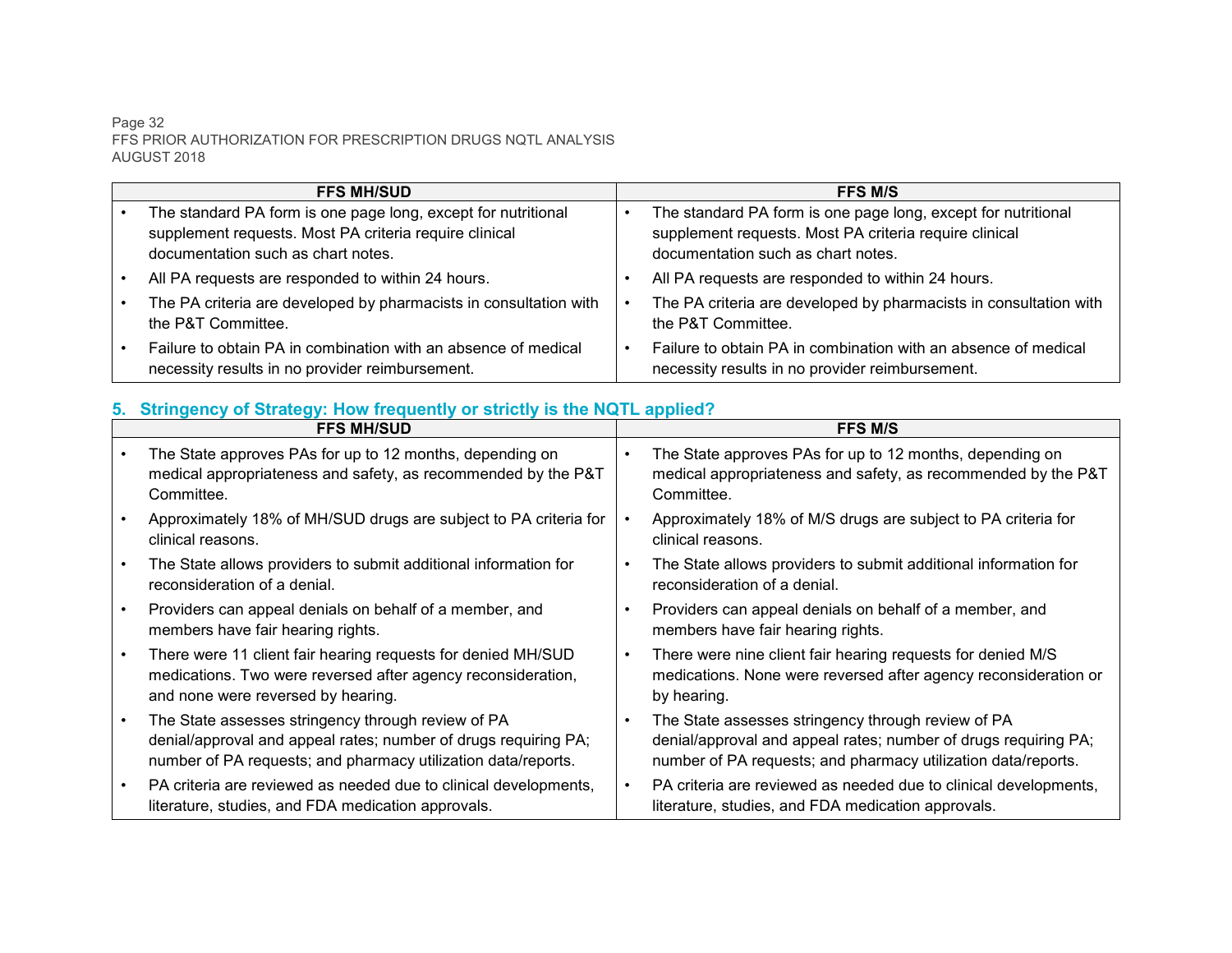| FFS MH/SUD | FFS M/S |
| --- | --- |
| • The standard PA form is one page long, except for nutritional supplement requests. Most PA criteria require clinical documentation such as chart notes.<br>• All PA requests are responded to within 24 hours.<br>• The PA criteria are developed by pharmacists in consultation with the P&T Committee.<br>• Failure to obtain PA in combination with an absence of medical necessity results in no provider reimbursement. | • The standard PA form is one page long, except for nutritional supplement requests. Most PA criteria require clinical documentation such as chart notes.<br>• All PA requests are responded to within 24 hours.<br>• The PA criteria are developed by pharmacists in consultation with the P&T Committee.<br>• Failure to obtain PA in combination with an absence of medical necessity results in no provider reimbursement. |

## 5. Stringency of Strategy: How frequently or strictly is the NQTL applied?

| FFS MH/SUD | FFS M/S |
| --- | --- |
| • The State approves PAs for up to 12 months, depending on medical appropriateness and safety, as recommended by the P&T Committee.<br>• Approximately 18% of MH/SUD drugs are subject to PA criteria for clinical reasons.<br>• The State allows providers to submit additional information for reconsideration of a denial.<br>• Providers can appeal denials on behalf of a member, and members have fair hearing rights.<br>• There were 11 client fair hearing requests for denied MH/SUD medications. Two were reversed after agency reconsideration, and none were reversed by hearing.<br>• The State assesses stringency through review of PA denial/approval and appeal rates; number of drugs requiring PA; number of PA requests; and pharmacy utilization data/reports.<br>• PA criteria are reviewed as needed due to clinical developments, literature, studies, and FDA medication approvals. | • The State approves PAs for up to 12 months, depending on medical appropriateness and safety, as recommended by the P&T Committee.<br>• Approximately 18% of M/S drugs are subject to PA criteria for clinical reasons.<br>• The State allows providers to submit additional information for reconsideration of a denial.<br>• Providers can appeal denials on behalf of a member, and members have fair hearing rights.<br>• There were nine client fair hearing requests for denied M/S medications. None were reversed after agency reconsideration or by hearing.<br>• The State assesses stringency through review of PA denial/approval and appeal rates; number of drugs requiring PA; number of PA requests; and pharmacy utilization data/reports.<br>• PA criteria are reviewed as needed due to clinical developments, literature, studies, and FDA medication approvals. |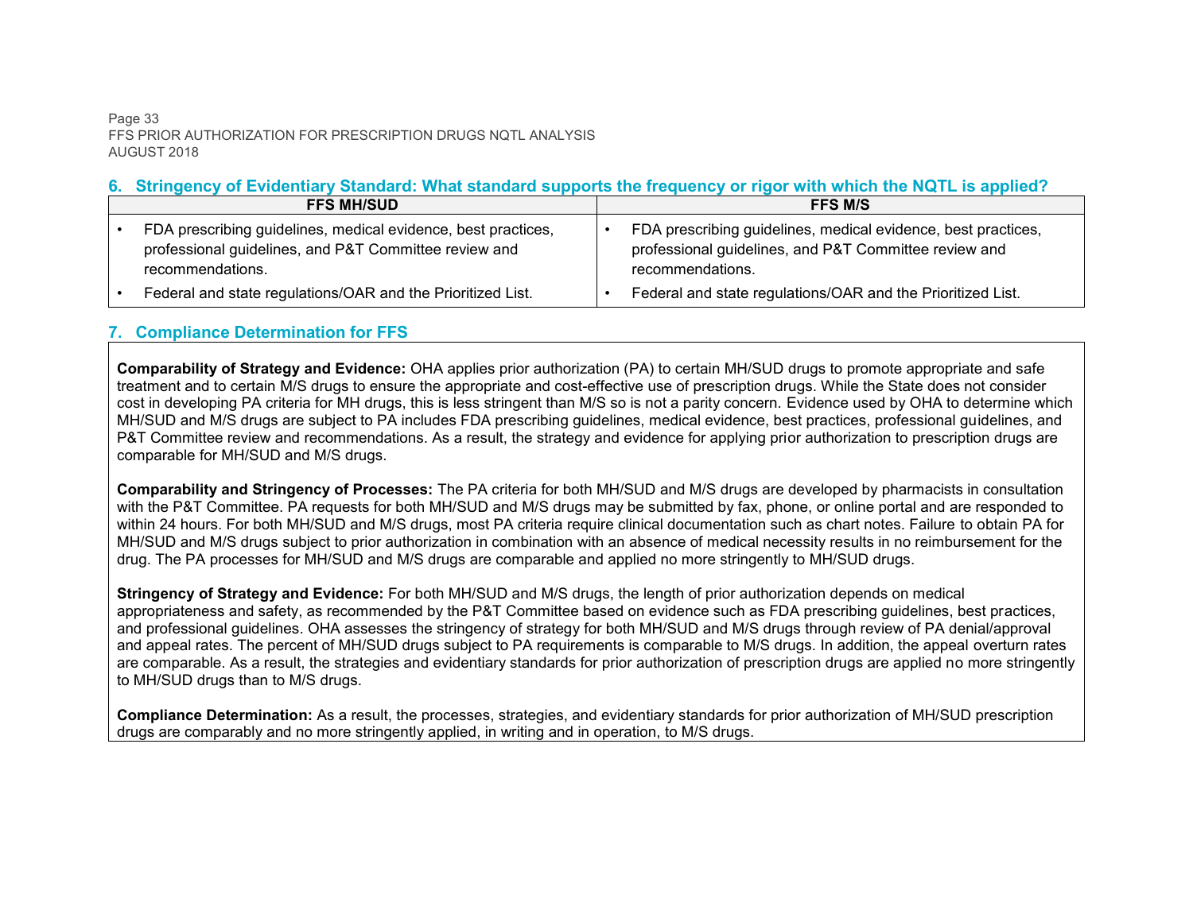## 6. Stringency of Evidentiary Standard: What standard supports the frequency or rigor with which the NQTL is applied?

| FFS MH/SUD | FFS M/S |
|---|---|
| • FDA prescribing guidelines, medical evidence, best practices, professional guidelines, and P&T Committee review and recommendations.<br>• Federal and state regulations/OAR and the Prioritized List. | • FDA prescribing guidelines, medical evidence, best practices, professional guidelines, and P&T Committee review and recommendations.<br>• Federal and state regulations/OAR and the Prioritized List. |

## 7. Compliance Determination for FFS

**Comparability of Strategy and Evidence:** OHA applies prior authorization (PA) to certain MH/SUD drugs to promote appropriate and safe treatment and to certain M/S drugs to ensure the appropriate and cost-effective use of prescription drugs. While the State does not consider cost in developing PA criteria for MH drugs, this is less stringent than M/S so is not a parity concern. Evidence used by OHA to determine which MH/SUD and M/S drugs are subject to PA includes FDA prescribing guidelines, medical evidence, best practices, professional guidelines, and P&T Committee review and recommendations. As a result, the strategy and evidence for applying prior authorization to prescription drugs are comparable for MH/SUD and M/S drugs.

**Comparability and Stringency of Processes:** The PA criteria for both MH/SUD and M/S drugs are developed by pharmacists in consultation with the P&T Committee. PA requests for both MH/SUD and M/S drugs may be submitted by fax, phone, or online portal and are responded to within 24 hours. For both MH/SUD and M/S drugs, most PA criteria require clinical documentation such as chart notes. Failure to obtain PA for MH/SUD and M/S drugs subject to prior authorization in combination with an absence of medical necessity results in no reimbursement for the drug. The PA processes for MH/SUD and M/S drugs are comparable and applied no more stringently to MH/SUD drugs.

**Stringency of Strategy and Evidence:** For both MH/SUD and M/S drugs, the length of prior authorization depends on medical appropriateness and safety, as recommended by the P&T Committee based on evidence such as FDA prescribing guidelines, best practices, and professional guidelines. OHA assesses the stringency of strategy for both MH/SUD and M/S drugs through review of PA denial/approval and appeal rates. The percent of MH/SUD drugs subject to PA requirements is comparable to M/S drugs. In addition, the appeal overturn rates are comparable. As a result, the strategies and evidentiary standards for prior authorization of prescription drugs are applied no more stringently to MH/SUD drugs than to M/S drugs.

**Compliance Determination:** As a result, the processes, strategies, and evidentiary standards for prior authorization of MH/SUD prescription drugs are comparably and no more stringently applied, in writing and in operation, to M/S drugs.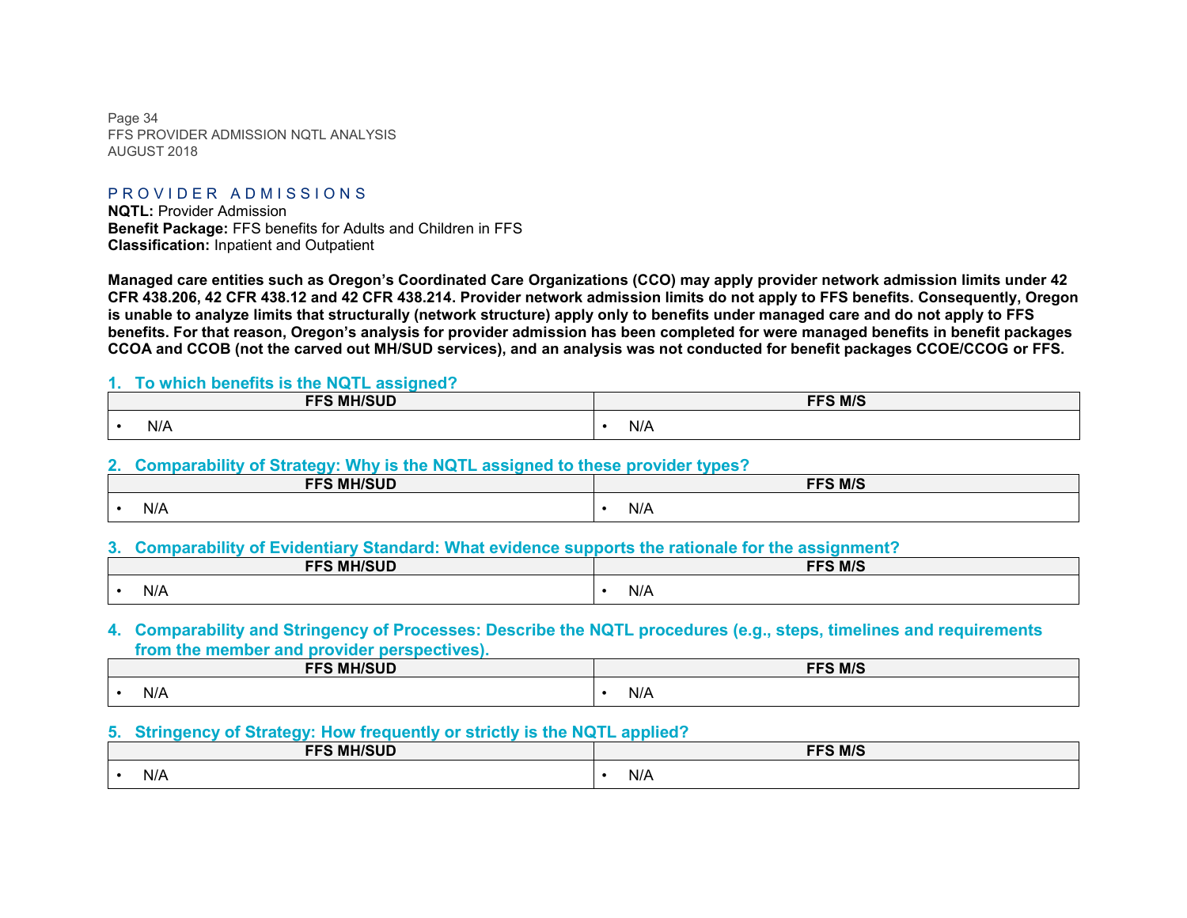## PROVIDER ADMISSIONS

**NQTL:** Provider Admission
**Benefit Package:** FFS benefits for Adults and Children in FFS
**Classification:** Inpatient and Outpatient

**Managed care entities such as Oregon's Coordinated Care Organizations (CCO) may apply provider network admission limits under 42 CFR 438.206, 42 CFR 438.12 and 42 CFR 438.214. Provider network admission limits do not apply to FFS benefits. Consequently, Oregon is unable to analyze limits that structurally (network structure) apply only to benefits under managed care and do not apply to FFS benefits. For that reason, Oregon's analysis for provider admission has been completed for were managed benefits in benefit packages CCOA and CCOB (not the carved out MH/SUD services), and an analysis was not conducted for benefit packages CCOE/CCOG or FFS.**

### 1. To which benefits is the NQTL assigned?

| FFS MH/SUD | FFS M/S |
|---|---|
| • N/A | • N/A |

### 2. Comparability of Strategy: Why is the NQTL assigned to these provider types?

| FFS MH/SUD | FFS M/S |
|---|---|
| • N/A | • N/A |

### 3. Comparability of Evidentiary Standard: What evidence supports the rationale for the assignment?

| FFS MH/SUD | FFS M/S |
|---|---|
| • N/A | • N/A |

### 4. Comparability and Stringency of Processes: Describe the NQTL procedures (e.g., steps, timelines and requirements from the member and provider perspectives).

| FFS MH/SUD | FFS M/S |
|---|---|
| • N/A | • N/A |

### 5. Stringency of Strategy: How frequently or strictly is the NQTL applied?

| FFS MH/SUD | FFS M/S |
|---|---|
| • N/A | • N/A |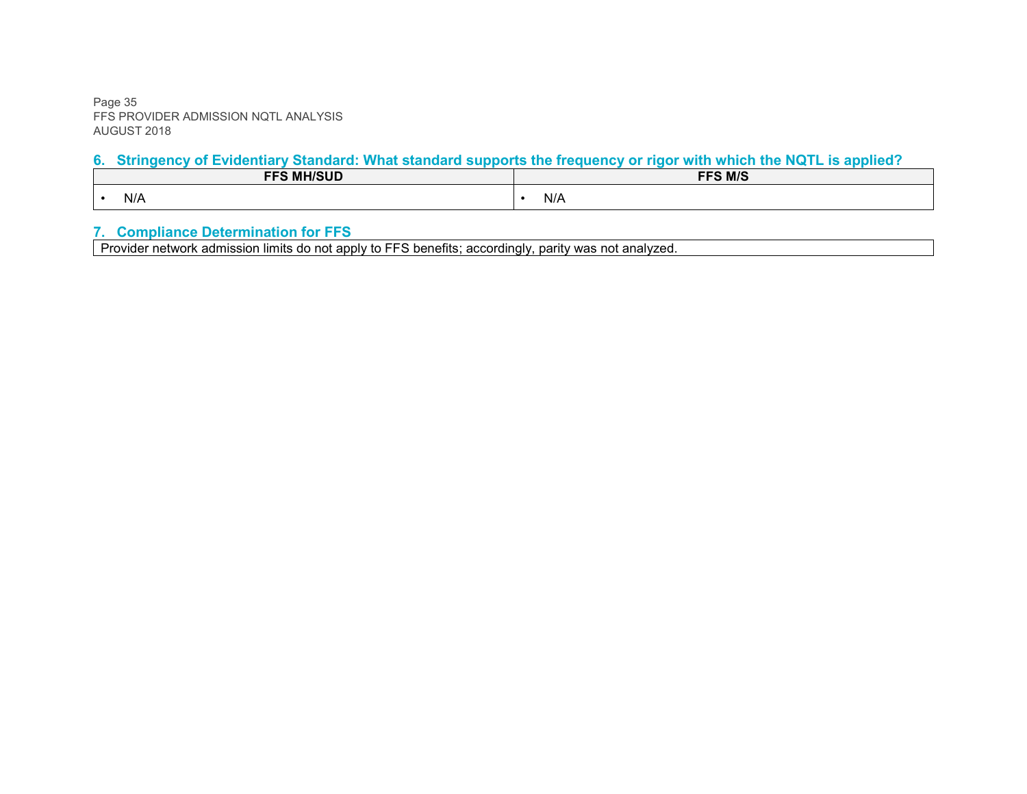## 6. Stringency of Evidentiary Standard: What standard supports the frequency or rigor with which the NQTL is applied?

| FFS MH/SUD | FFS M/S |
|---|---|
| • N/A | • N/A |

## 7. Compliance Determination for FFS

Provider network admission limits do not apply to FFS benefits; accordingly, parity was not analyzed.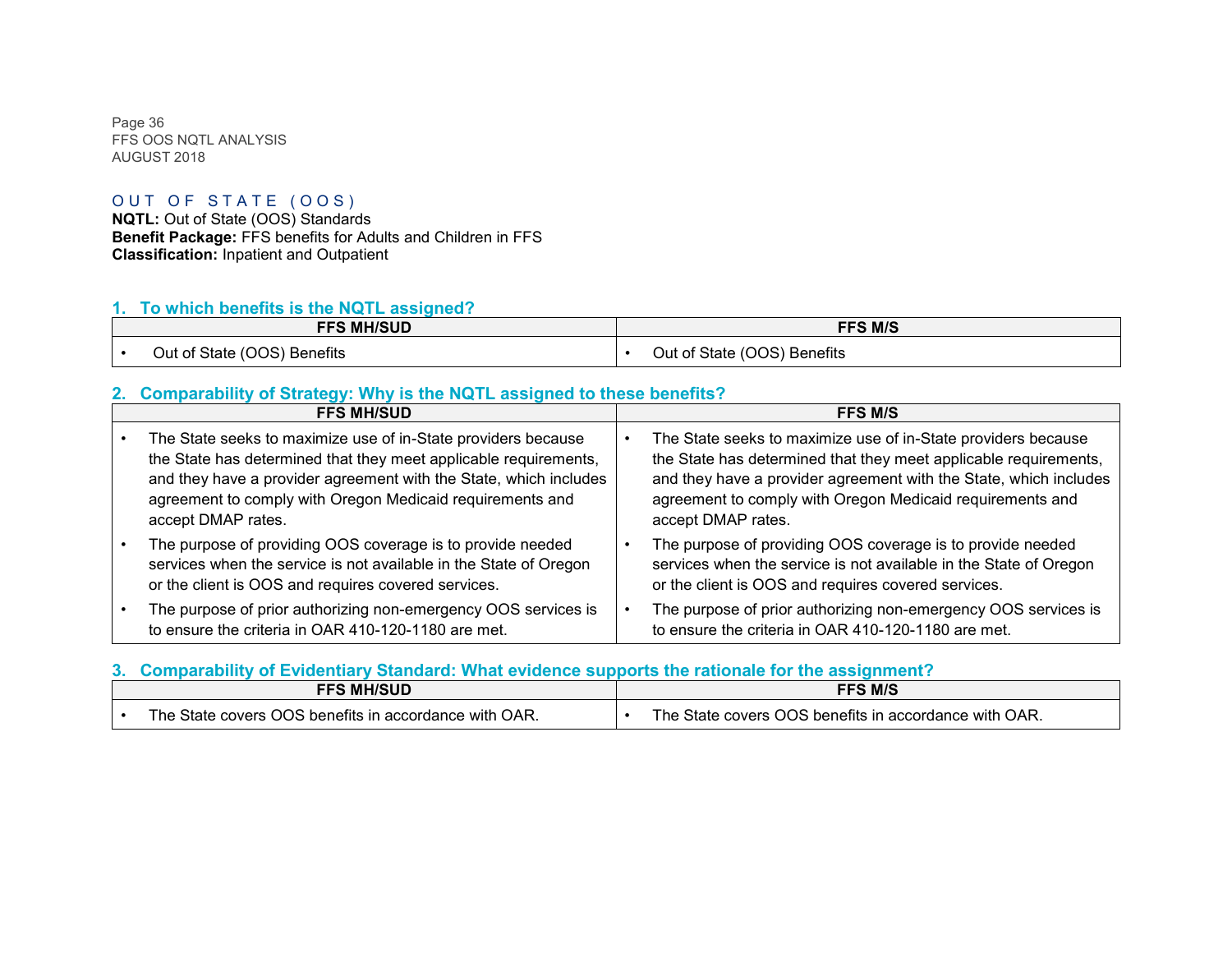## OUT OF STATE (OOS)

**NQTL:** Out of State (OOS) Standards
**Benefit Package:** FFS benefits for Adults and Children in FFS
**Classification:** Inpatient and Outpatient

### 1. To which benefits is the NQTL assigned?

| FFS MH/SUD | FFS M/S |
|---|---|
| • Out of State (OOS) Benefits | • Out of State (OOS) Benefits |

### 2. Comparability of Strategy: Why is the NQTL assigned to these benefits?

| FFS MH/SUD | FFS M/S |
|---|---|
| • The State seeks to maximize use of in-State providers because the State has determined that they meet applicable requirements, and they have a provider agreement with the State, which includes agreement to comply with Oregon Medicaid requirements and accept DMAP rates.<br>• The purpose of providing OOS coverage is to provide needed services when the service is not available in the State of Oregon or the client is OOS and requires covered services.<br>• The purpose of prior authorizing non-emergency OOS services is to ensure the criteria in OAR 410-120-1180 are met. | • The State seeks to maximize use of in-State providers because the State has determined that they meet applicable requirements, and they have a provider agreement with the State, which includes agreement to comply with Oregon Medicaid requirements and accept DMAP rates.<br>• The purpose of providing OOS coverage is to provide needed services when the service is not available in the State of Oregon or the client is OOS and requires covered services.<br>• The purpose of prior authorizing non-emergency OOS services is to ensure the criteria in OAR 410-120-1180 are met. |

### 3. Comparability of Evidentiary Standard: What evidence supports the rationale for the assignment?

| FFS MH/SUD | FFS M/S |
|---|---|
| • The State covers OOS benefits in accordance with OAR. | • The State covers OOS benefits in accordance with OAR. |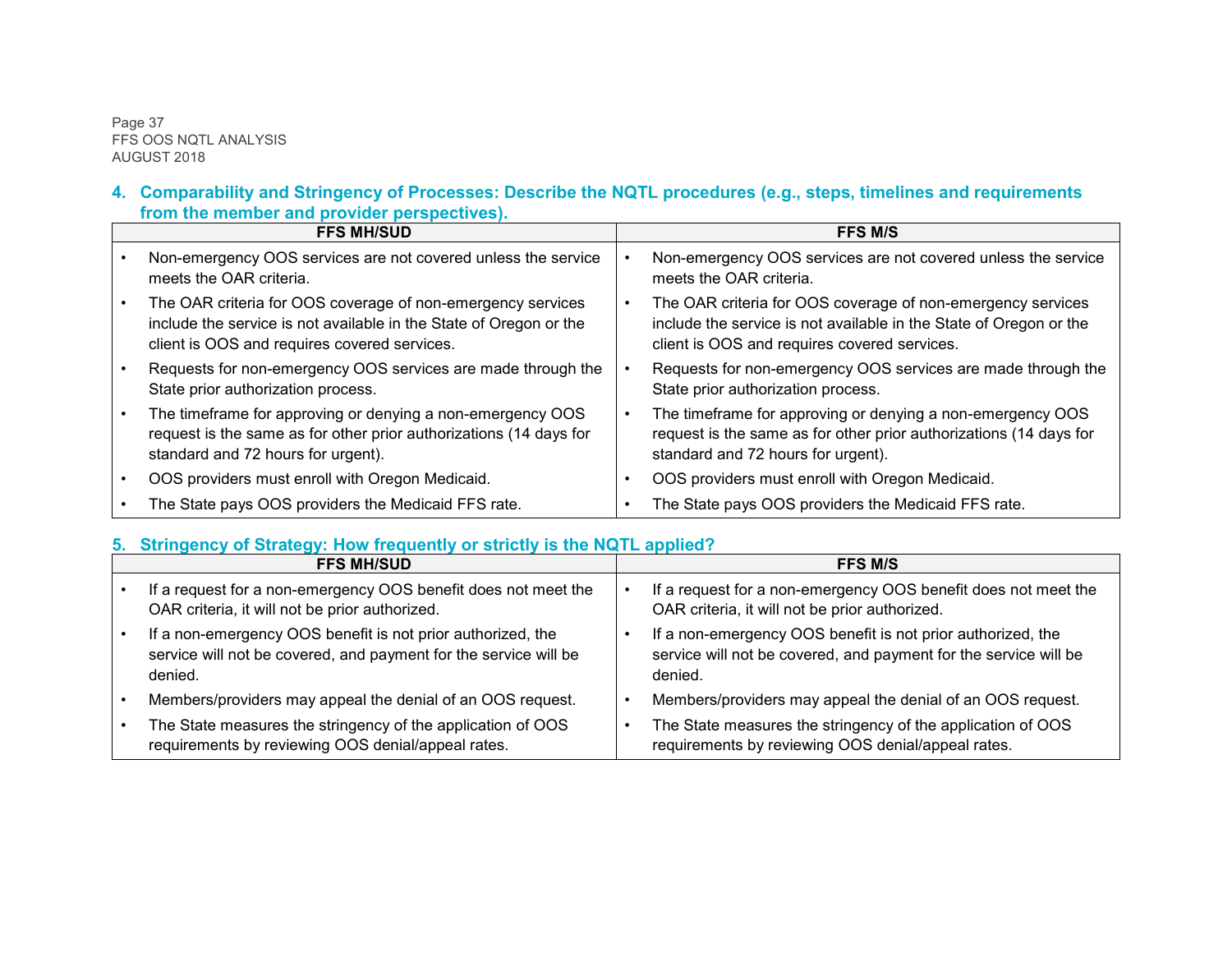### 4. Comparability and Stringency of Processes: Describe the NQTL procedures (e.g., steps, timelines and requirements from the member and provider perspectives).

| FFS MH/SUD | FFS M/S |
|---|---|
| • Non-emergency OOS services are not covered unless the service meets the OAR criteria.<br>• The OAR criteria for OOS coverage of non-emergency services include the service is not available in the State of Oregon or the client is OOS and requires covered services.<br>• Requests for non-emergency OOS services are made through the State prior authorization process.<br>• The timeframe for approving or denying a non-emergency OOS request is the same as for other prior authorizations (14 days for standard and 72 hours for urgent).<br>• OOS providers must enroll with Oregon Medicaid.<br>• The State pays OOS providers the Medicaid FFS rate. | • Non-emergency OOS services are not covered unless the service meets the OAR criteria.<br>• The OAR criteria for OOS coverage of non-emergency services include the service is not available in the State of Oregon or the client is OOS and requires covered services.<br>• Requests for non-emergency OOS services are made through the State prior authorization process.<br>• The timeframe for approving or denying a non-emergency OOS request is the same as for other prior authorizations (14 days for standard and 72 hours for urgent).<br>• OOS providers must enroll with Oregon Medicaid.<br>• The State pays OOS providers the Medicaid FFS rate. |

### 5. Stringency of Strategy: How frequently or strictly is the NQTL applied?

| FFS MH/SUD | FFS M/S |
|---|---|
| • If a request for a non-emergency OOS benefit does not meet the OAR criteria, it will not be prior authorized.<br>• If a non-emergency OOS benefit is not prior authorized, the service will not be covered, and payment for the service will be denied.<br>• Members/providers may appeal the denial of an OOS request.<br>• The State measures the stringency of the application of OOS requirements by reviewing OOS denial/appeal rates. | • If a request for a non-emergency OOS benefit does not meet the OAR criteria, it will not be prior authorized.<br>• If a non-emergency OOS benefit is not prior authorized, the service will not be covered, and payment for the service will be denied.<br>• Members/providers may appeal the denial of an OOS request.<br>• The State measures the stringency of the application of OOS requirements by reviewing OOS denial/appeal rates. |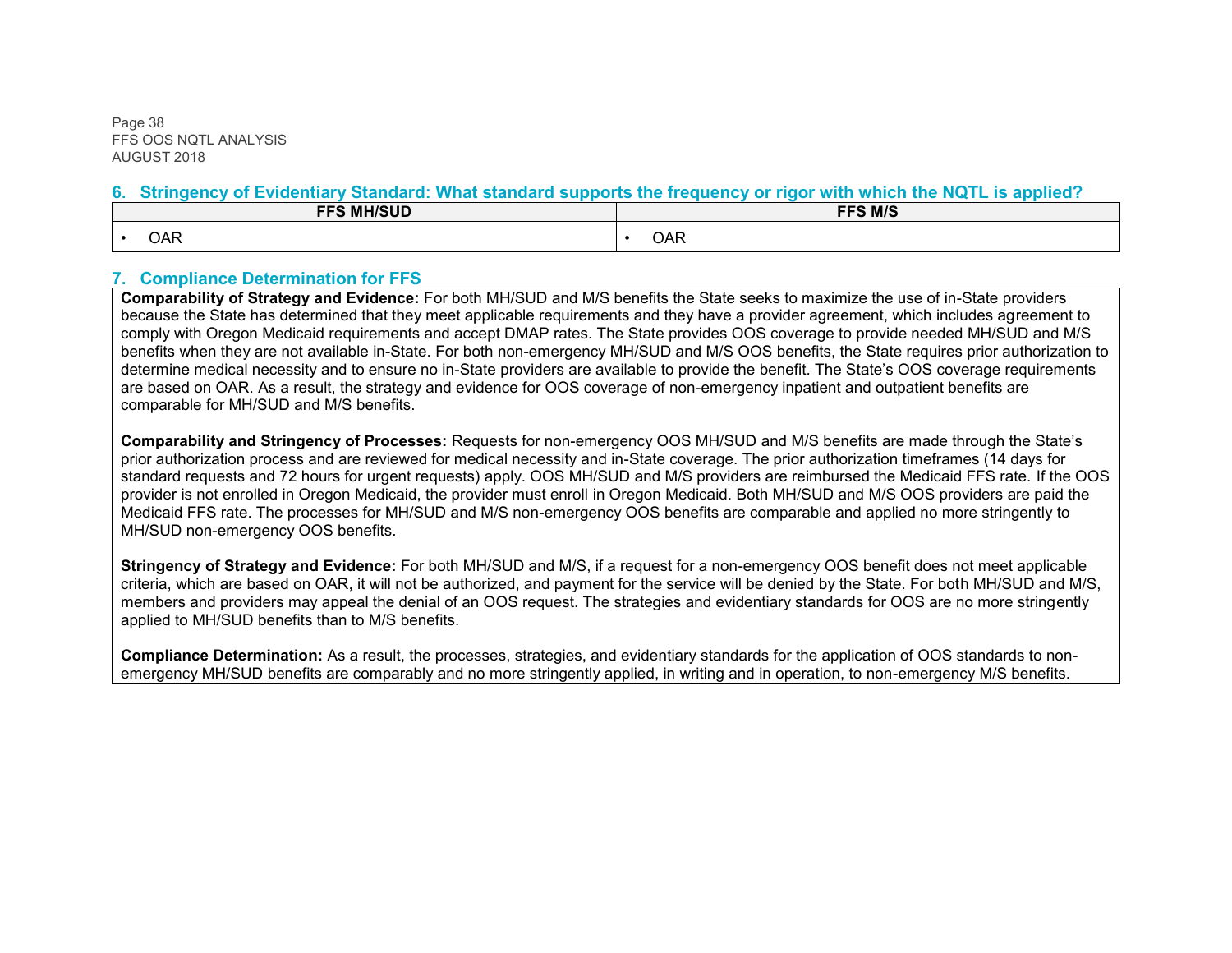## 6. Stringency of Evidentiary Standard: What standard supports the frequency or rigor with which the NQTL is applied?

| FFS MH/SUD | FFS M/S |
|---|---|
| • OAR | • OAR |

## 7. Compliance Determination for FFS

**Comparability of Strategy and Evidence:** For both MH/SUD and M/S benefits the State seeks to maximize the use of in-State providers because the State has determined that they meet applicable requirements and they have a provider agreement, which includes agreement to comply with Oregon Medicaid requirements and accept DMAP rates. The State provides OOS coverage to provide needed MH/SUD and M/S benefits when they are not available in-State. For both non-emergency MH/SUD and M/S OOS benefits, the State requires prior authorization to determine medical necessity and to ensure no in-State providers are available to provide the benefit. The State's OOS coverage requirements are based on OAR. As a result, the strategy and evidence for OOS coverage of non-emergency inpatient and outpatient benefits are comparable for MH/SUD and M/S benefits.

**Comparability and Stringency of Processes:** Requests for non-emergency OOS MH/SUD and M/S benefits are made through the State's prior authorization process and are reviewed for medical necessity and in-State coverage. The prior authorization timeframes (14 days for standard requests and 72 hours for urgent requests) apply. OOS MH/SUD and M/S providers are reimbursed the Medicaid FFS rate. If the OOS provider is not enrolled in Oregon Medicaid, the provider must enroll in Oregon Medicaid. Both MH/SUD and M/S OOS providers are paid the Medicaid FFS rate. The processes for MH/SUD and M/S non-emergency OOS benefits are comparable and applied no more stringently to MH/SUD non-emergency OOS benefits.

**Stringency of Strategy and Evidence:** For both MH/SUD and M/S, if a request for a non-emergency OOS benefit does not meet applicable criteria, which are based on OAR, it will not be authorized, and payment for the service will be denied by the State. For both MH/SUD and M/S, members and providers may appeal the denial of an OOS request. The strategies and evidentiary standards for OOS are no more stringently applied to MH/SUD benefits than to M/S benefits.

**Compliance Determination:** As a result, the processes, strategies, and evidentiary standards for the application of OOS standards to non-emergency MH/SUD benefits are comparably and no more stringently applied, in writing and in operation, to non-emergency M/S benefits.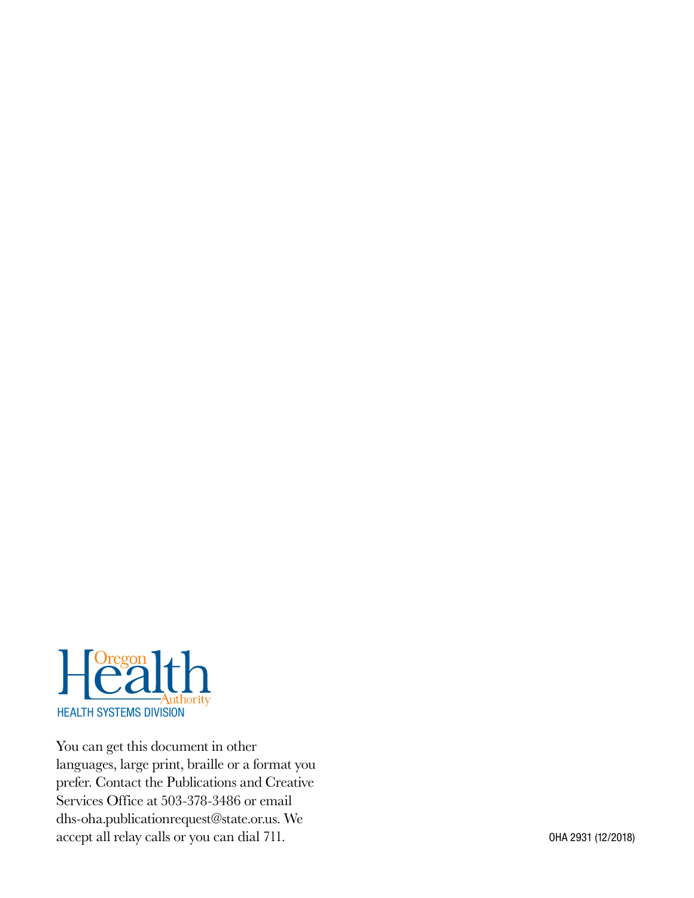Oregon Health Authority

HEALTH SYSTEMS DIVISION

You can get this document in other languages, large print, braille or a format you prefer. Contact the Publications and Creative Services Office at 503-378-3486 or email dhs-oha.publicationrequest@state.or.us. We accept all relay calls or you can dial 711.

OHA 2931 (12/2018)